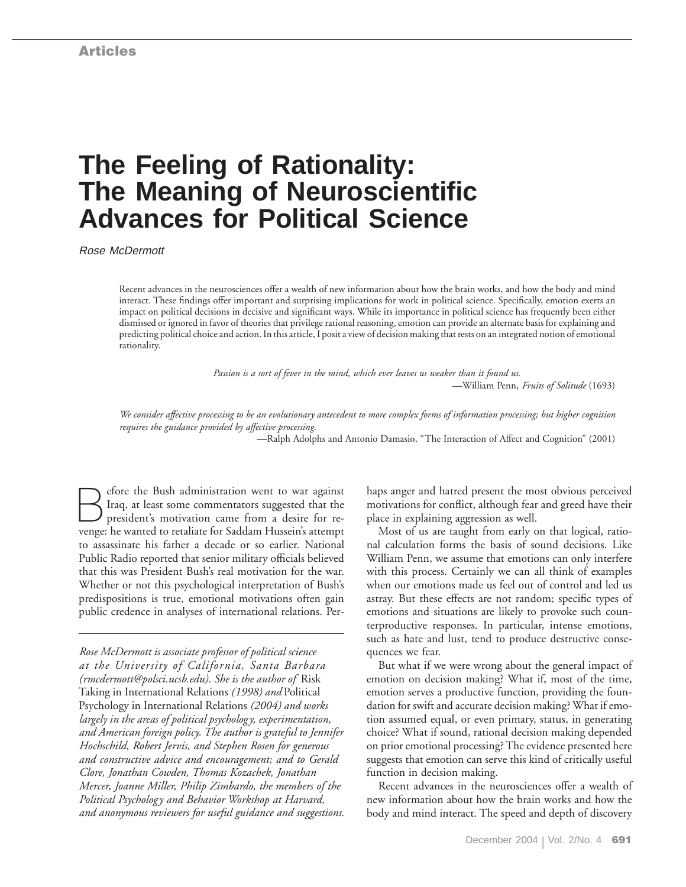Articles

# The Feeling of Rationality: The Meaning of Neuroscientific Advances for Political Science

*Rose McDermott*

Recent advances in the neurosciences offer a wealth of new information about how the brain works, and how the body and mind interact. These findings offer important and surprising implications for work in political science. Specifically, emotion exerts an impact on political decisions in decisive and significant ways. While its importance in political science has frequently been either dismissed or ignored in favor of theories that privilege rational reasoning, emotion can provide an alternate basis for explaining and predicting political choice and action. In this article, I posit a view of decision making that rests on an integrated notion of emotional rationality.

> *Passion is a sort of fever in the mind, which ever leaves us weaker than it found us.*
>
> —William Penn, *Fruits of Solitude* (1693)

> *We consider affective processing to be an evolutionary antecedent to more complex forms of information processing; but higher cognition requires the guidance provided by affective processing.*
>
> —Ralph Adolphs and Antonio Damasio, "The Interaction of Affect and Cognition" (2001)

Before the Bush administration went to war against Iraq, at least some commentators suggested that the president's motivation came from a desire for revenge: he wanted to retaliate for Saddam Hussein's attempt to assassinate his father a decade or so earlier. National Public Radio reported that senior military officials believed that this was President Bush's real motivation for the war. Whether or not this psychological interpretation of Bush's predispositions is true, emotional motivations often gain public credence in analyses of international relations. Perhaps anger and hatred present the most obvious perceived motivations for conflict, although fear and greed have their place in explaining aggression as well.

Most of us are taught from early on that logical, rational calculation forms the basis of sound decisions. Like William Penn, we assume that emotions can only interfere with this process. Certainly we can all think of examples when our emotions made us feel out of control and led us astray. But these effects are not random; specific types of emotions and situations are likely to provoke such counterproductive responses. In particular, intense emotions, such as hate and lust, tend to produce destructive consequences we fear.

But what if we were wrong about the general impact of emotion on decision making? What if, most of the time, emotion serves a productive function, providing the foundation for swift and accurate decision making? What if emotion assumed equal, or even primary, status, in generating choice? What if sound, rational decision making depended on prior emotional processing? The evidence presented here suggests that emotion can serve this kind of critically useful function in decision making.

Recent advances in the neurosciences offer a wealth of new information about how the brain works and how the body and mind interact. The speed and depth of discovery

*Rose McDermott is associate professor of political science at the University of California, Santa Barbara (rmcdermott@polsci.ucsb.edu). She is the author of* Risk Taking in International Relations *(1998) and* Political Psychology in International Relations *(2004) and works largely in the areas of political psychology, experimentation, and American foreign policy. The author is grateful to Jennifer Hochschild, Robert Jervis, and Stephen Rosen for generous and constructive advice and encouragement; and to Gerald Clore, Jonathan Cowden, Thomas Kozachek, Jonathan Mercer, Joanne Miller, Philip Zimbardo, the members of the Political Psychology and Behavior Workshop at Harvard, and anonymous reviewers for useful guidance and suggestions.*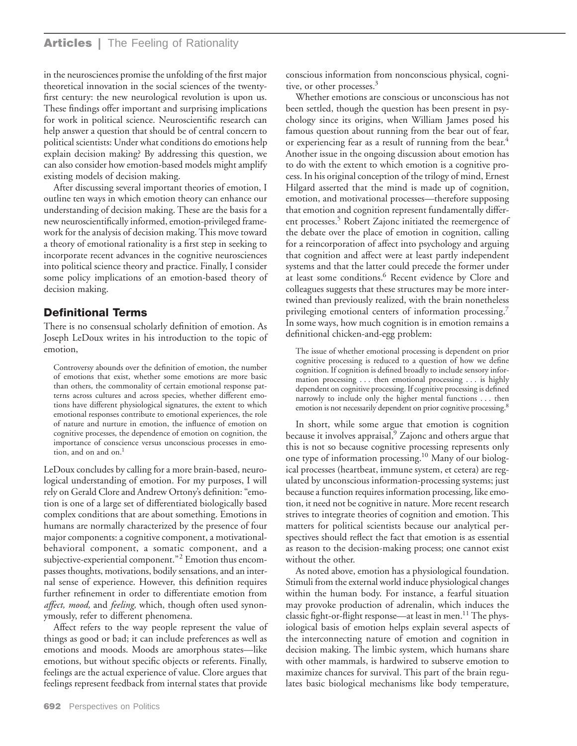in the neurosciences promise the unfolding of the first major theoretical innovation in the social sciences of the twenty-first century: the new neurological revolution is upon us. These findings offer important and surprising implications for work in political science. Neuroscientific research can help answer a question that should be of central concern to political scientists: Under what conditions do emotions help explain decision making? By addressing this question, we can also consider how emotion-based models might amplify existing models of decision making.

After discussing several important theories of emotion, I outline ten ways in which emotion theory can enhance our understanding of decision making. These are the basis for a new neuroscientifically informed, emotion-privileged framework for the analysis of decision making. This move toward a theory of emotional rationality is a first step in seeking to incorporate recent advances in the cognitive neurosciences into political science theory and practice. Finally, I consider some policy implications of an emotion-based theory of decision making.

## Definitional Terms

There is no consensual scholarly definition of emotion. As Joseph LeDoux writes in his introduction to the topic of emotion,

> Controversy abounds over the definition of emotion, the number of emotions that exist, whether some emotions are more basic than others, the commonality of certain emotional response patterns across cultures and across species, whether different emotions have different physiological signatures, the extent to which emotional responses contribute to emotional experiences, the role of nature and nurture in emotion, the influence of emotion on cognitive processes, the dependence of emotion on cognition, the importance of conscience versus unconscious processes in emotion, and on and on.[1]

LeDoux concludes by calling for a more brain-based, neurological understanding of emotion. For my purposes, I will rely on Gerald Clore and Andrew Ortony's definition: "emotion is one of a large set of differentiated biologically based complex conditions that are about something. Emotions in humans are normally characterized by the presence of four major components: a cognitive component, a motivational-behavioral component, a somatic component, and a subjective-experiential component."[2] Emotion thus encompasses thoughts, motivations, bodily sensations, and an internal sense of experience. However, this definition requires further refinement in order to differentiate emotion from *affect, mood,* and *feeling,* which, though often used synonymously, refer to different phenomena.

Affect refers to the way people represent the value of things as good or bad; it can include preferences as well as emotions and moods. Moods are amorphous states—like emotions, but without specific objects or referents. Finally, feelings are the actual experience of value. Clore argues that feelings represent feedback from internal states that provide conscious information from nonconscious physical, cognitive, or other processes.[3]

Whether emotions are conscious or unconscious has not been settled, though the question has been present in psychology since its origins, when William James posed his famous question about running from the bear out of fear, or experiencing fear as a result of running from the bear.[4] Another issue in the ongoing discussion about emotion has to do with the extent to which emotion is a cognitive process. In his original conception of the trilogy of mind, Ernest Hilgard asserted that the mind is made up of cognition, emotion, and motivational processes—therefore supposing that emotion and cognition represent fundamentally different processes.[5] Robert Zajonc initiated the reemergence of the debate over the place of emotion in cognition, calling for a reincorporation of affect into psychology and arguing that cognition and affect were at least partly independent systems and that the latter could precede the former under at least some conditions.[6] Recent evidence by Clore and colleagues suggests that these structures may be more intertwined than previously realized, with the brain nonetheless privileging emotional centers of information processing.[7] In some ways, how much cognition is in emotion remains a definitional chicken-and-egg problem:

> The issue of whether emotional processing is dependent on prior cognitive processing is reduced to a question of how we define cognition. If cognition is defined broadly to include sensory information processing . . . then emotional processing . . . is highly dependent on cognitive processing. If cognitive processing is defined narrowly to include only the higher mental functions . . . then emotion is not necessarily dependent on prior cognitive processing.[8]

In short, while some argue that emotion is cognition because it involves appraisal,[9] Zajonc and others argue that this is not so because cognitive processing represents only one type of information processing.[10] Many of our biological processes (heartbeat, immune system, et cetera) are regulated by unconscious information-processing systems; just because a function requires information processing, like emotion, it need not be cognitive in nature. More recent research strives to integrate theories of cognition and emotion. This matters for political scientists because our analytical perspectives should reflect the fact that emotion is as essential as reason to the decision-making process; one cannot exist without the other.

As noted above, emotion has a physiological foundation. Stimuli from the external world induce physiological changes within the human body. For instance, a fearful situation may provoke production of adrenalin, which induces the classic fight-or-flight response—at least in men.[11] The physiological basis of emotion helps explain several aspects of the interconnecting nature of emotion and cognition in decision making. The limbic system, which humans share with other mammals, is hardwired to subserve emotion to maximize chances for survival. This part of the brain regulates basic biological mechanisms like body temperature,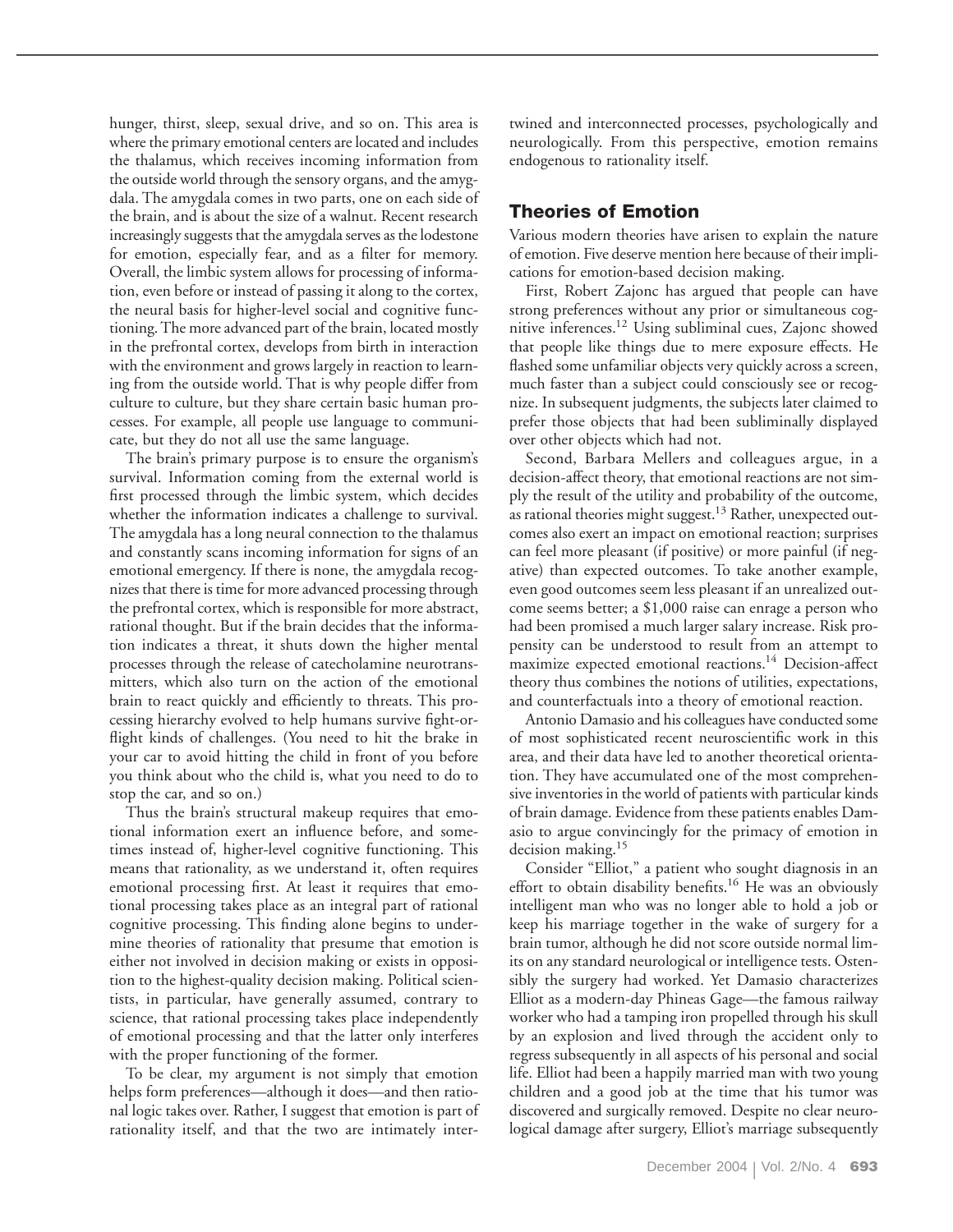hunger, thirst, sleep, sexual drive, and so on. This area is where the primary emotional centers are located and includes the thalamus, which receives incoming information from the outside world through the sensory organs, and the amygdala. The amygdala comes in two parts, one on each side of the brain, and is about the size of a walnut. Recent research increasingly suggests that the amygdala serves as the lodestone for emotion, especially fear, and as a filter for memory. Overall, the limbic system allows for processing of information, even before or instead of passing it along to the cortex, the neural basis for higher-level social and cognitive functioning. The more advanced part of the brain, located mostly in the prefrontal cortex, develops from birth in interaction with the environment and grows largely in reaction to learning from the outside world. That is why people differ from culture to culture, but they share certain basic human processes. For example, all people use language to communicate, but they do not all use the same language.

The brain's primary purpose is to ensure the organism's survival. Information coming from the external world is first processed through the limbic system, which decides whether the information indicates a challenge to survival. The amygdala has a long neural connection to the thalamus and constantly scans incoming information for signs of an emotional emergency. If there is none, the amygdala recognizes that there is time for more advanced processing through the prefrontal cortex, which is responsible for more abstract, rational thought. But if the brain decides that the information indicates a threat, it shuts down the higher mental processes through the release of catecholamine neurotransmitters, which also turn on the action of the emotional brain to react quickly and efficiently to threats. This processing hierarchy evolved to help humans survive fight-or-flight kinds of challenges. (You need to hit the brake in your car to avoid hitting the child in front of you before you think about who the child is, what you need to do to stop the car, and so on.)

Thus the brain's structural makeup requires that emotional information exert an influence before, and sometimes instead of, higher-level cognitive functioning. This means that rationality, as we understand it, often requires emotional processing first. At least it requires that emotional processing takes place as an integral part of rational cognitive processing. This finding alone begins to undermine theories of rationality that presume that emotion is either not involved in decision making or exists in opposition to the highest-quality decision making. Political scientists, in particular, have generally assumed, contrary to science, that rational processing takes place independently of emotional processing and that the latter only interferes with the proper functioning of the former.

To be clear, my argument is not simply that emotion helps form preferences—although it does—and then rational logic takes over. Rather, I suggest that emotion is part of rationality itself, and that the two are intimately intertwined and interconnected processes, psychologically and neurologically. From this perspective, emotion remains endogenous to rationality itself.

## Theories of Emotion

Various modern theories have arisen to explain the nature of emotion. Five deserve mention here because of their implications for emotion-based decision making.

First, Robert Zajonc has argued that people can have strong preferences without any prior or simultaneous cognitive inferences.[12] Using subliminal cues, Zajonc showed that people like things due to mere exposure effects. He flashed some unfamiliar objects very quickly across a screen, much faster than a subject could consciously see or recognize. In subsequent judgments, the subjects later claimed to prefer those objects that had been subliminally displayed over other objects which had not.

Second, Barbara Mellers and colleagues argue, in a decision-affect theory, that emotional reactions are not simply the result of the utility and probability of the outcome, as rational theories might suggest.[13] Rather, unexpected outcomes also exert an impact on emotional reaction; surprises can feel more pleasant (if positive) or more painful (if negative) than expected outcomes. To take another example, even good outcomes seem less pleasant if an unrealized outcome seems better; a $1,000 raise can enrage a person who had been promised a much larger salary increase. Risk propensity can be understood to result from an attempt to maximize expected emotional reactions.[14] Decision-affect theory thus combines the notions of utilities, expectations, and counterfactuals into a theory of emotional reaction.

Antonio Damasio and his colleagues have conducted some of most sophisticated recent neuroscientific work in this area, and their data have led to another theoretical orientation. They have accumulated one of the most comprehensive inventories in the world of patients with particular kinds of brain damage. Evidence from these patients enables Damasio to argue convincingly for the primacy of emotion in decision making.[15]

Consider "Elliot," a patient who sought diagnosis in an effort to obtain disability benefits.[16] He was an obviously intelligent man who was no longer able to hold a job or keep his marriage together in the wake of surgery for a brain tumor, although he did not score outside normal limits on any standard neurological or intelligence tests. Ostensibly the surgery had worked. Yet Damasio characterizes Elliot as a modern-day Phineas Gage—the famous railway worker who had a tamping iron propelled through his skull by an explosion and lived through the accident only to regress subsequently in all aspects of his personal and social life. Elliot had been a happily married man with two young children and a good job at the time that his tumor was discovered and surgically removed. Despite no clear neurological damage after surgery, Elliot's marriage subsequently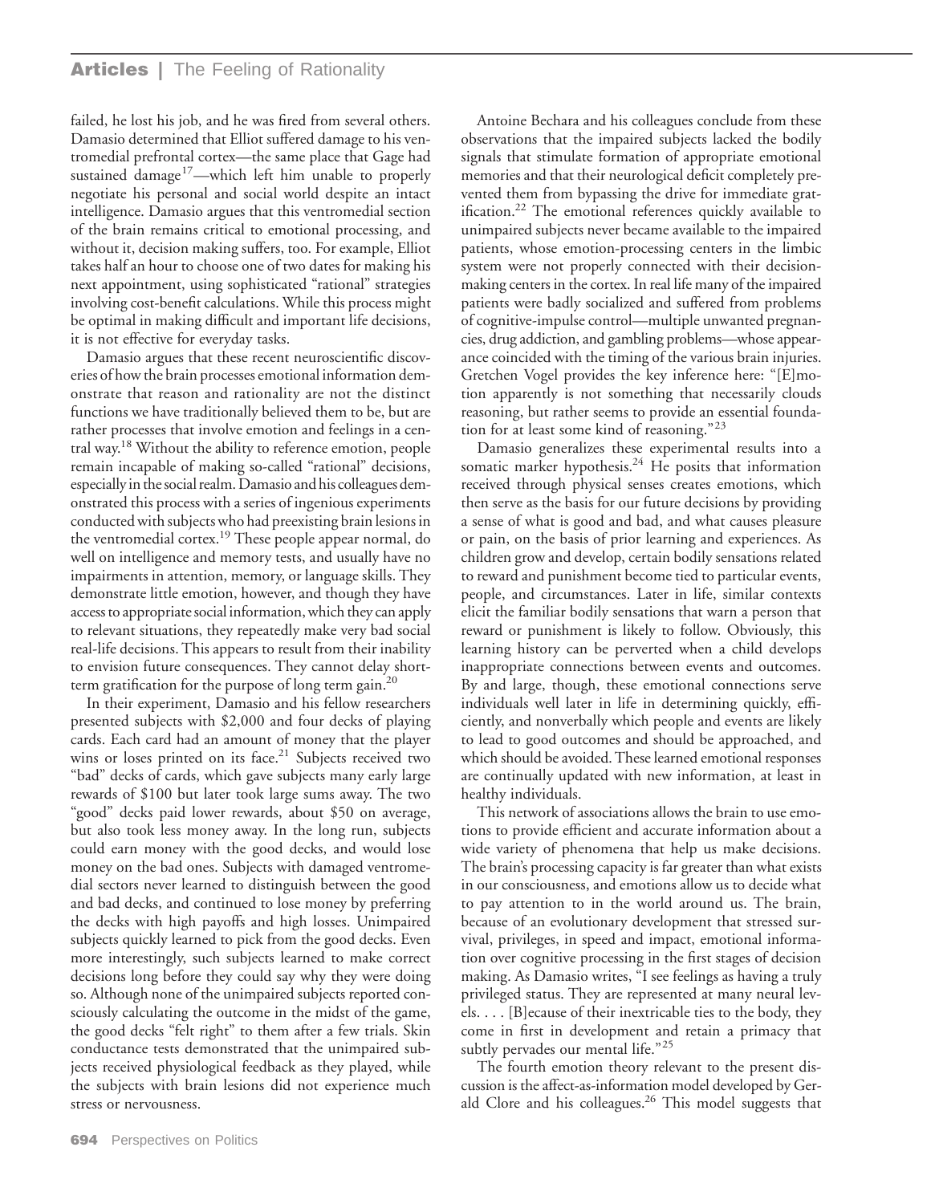failed, he lost his job, and he was fired from several others. Damasio determined that Elliot suffered damage to his ventromedial prefrontal cortex—the same place that Gage had sustained damage[17]—which left him unable to properly negotiate his personal and social world despite an intact intelligence. Damasio argues that this ventromedial section of the brain remains critical to emotional processing, and without it, decision making suffers, too. For example, Elliot takes half an hour to choose one of two dates for making his next appointment, using sophisticated "rational" strategies involving cost-benefit calculations. While this process might be optimal in making difficult and important life decisions, it is not effective for everyday tasks.

Damasio argues that these recent neuroscientific discoveries of how the brain processes emotional information demonstrate that reason and rationality are not the distinct functions we have traditionally believed them to be, but are rather processes that involve emotion and feelings in a central way.[18] Without the ability to reference emotion, people remain incapable of making so-called "rational" decisions, especially in the social realm. Damasio and his colleagues demonstrated this process with a series of ingenious experiments conducted with subjects who had preexisting brain lesions in the ventromedial cortex.[19] These people appear normal, do well on intelligence and memory tests, and usually have no impairments in attention, memory, or language skills. They demonstrate little emotion, however, and though they have access to appropriate social information, which they can apply to relevant situations, they repeatedly make very bad social real-life decisions. This appears to result from their inability to envision future consequences. They cannot delay short-term gratification for the purpose of long term gain.[20]

In their experiment, Damasio and his fellow researchers presented subjects with $2,000 and four decks of playing cards. Each card had an amount of money that the player wins or loses printed on its face.[21] Subjects received two "bad" decks of cards, which gave subjects many early large rewards of $100 but later took large sums away. The two "good" decks paid lower rewards, about $50 on average, but also took less money away. In the long run, subjects could earn money with the good decks, and would lose money on the bad ones. Subjects with damaged ventromedial sectors never learned to distinguish between the good and bad decks, and continued to lose money by preferring the decks with high payoffs and high losses. Unimpaired subjects quickly learned to pick from the good decks. Even more interestingly, such subjects learned to make correct decisions long before they could say why they were doing so. Although none of the unimpaired subjects reported consciously calculating the outcome in the midst of the game, the good decks "felt right" to them after a few trials. Skin conductance tests demonstrated that the unimpaired subjects received physiological feedback as they played, while the subjects with brain lesions did not experience much stress or nervousness.

Antoine Bechara and his colleagues conclude from these observations that the impaired subjects lacked the bodily signals that stimulate formation of appropriate emotional memories and that their neurological deficit completely prevented them from bypassing the drive for immediate gratification.[22] The emotional references quickly available to unimpaired subjects never became available to the impaired patients, whose emotion-processing centers in the limbic system were not properly connected with their decision-making centers in the cortex. In real life many of the impaired patients were badly socialized and suffered from problems of cognitive-impulse control—multiple unwanted pregnancies, drug addiction, and gambling problems—whose appearance coincided with the timing of the various brain injuries. Gretchen Vogel provides the key inference here: "[E]motion apparently is not something that necessarily clouds reasoning, but rather seems to provide an essential foundation for at least some kind of reasoning."[23]

Damasio generalizes these experimental results into a somatic marker hypothesis.[24] He posits that information received through physical senses creates emotions, which then serve as the basis for our future decisions by providing a sense of what is good and bad, and what causes pleasure or pain, on the basis of prior learning and experiences. As children grow and develop, certain bodily sensations related to reward and punishment become tied to particular events, people, and circumstances. Later in life, similar contexts elicit the familiar bodily sensations that warn a person that reward or punishment is likely to follow. Obviously, this learning history can be perverted when a child develops inappropriate connections between events and outcomes. By and large, though, these emotional connections serve individuals well later in life in determining quickly, efficiently, and nonverbally which people and events are likely to lead to good outcomes and should be approached, and which should be avoided. These learned emotional responses are continually updated with new information, at least in healthy individuals.

This network of associations allows the brain to use emotions to provide efficient and accurate information about a wide variety of phenomena that help us make decisions. The brain's processing capacity is far greater than what exists in our consciousness, and emotions allow us to decide what to pay attention to in the world around us. The brain, because of an evolutionary development that stressed survival, privileges, in speed and impact, emotional information over cognitive processing in the first stages of decision making. As Damasio writes, "I see feelings as having a truly privileged status. They are represented at many neural levels. . . . [B]ecause of their inextricable ties to the body, they come in first in development and retain a primacy that subtly pervades our mental life."[25]

The fourth emotion theory relevant to the present discussion is the affect-as-information model developed by Gerald Clore and his colleagues.[26] This model suggests that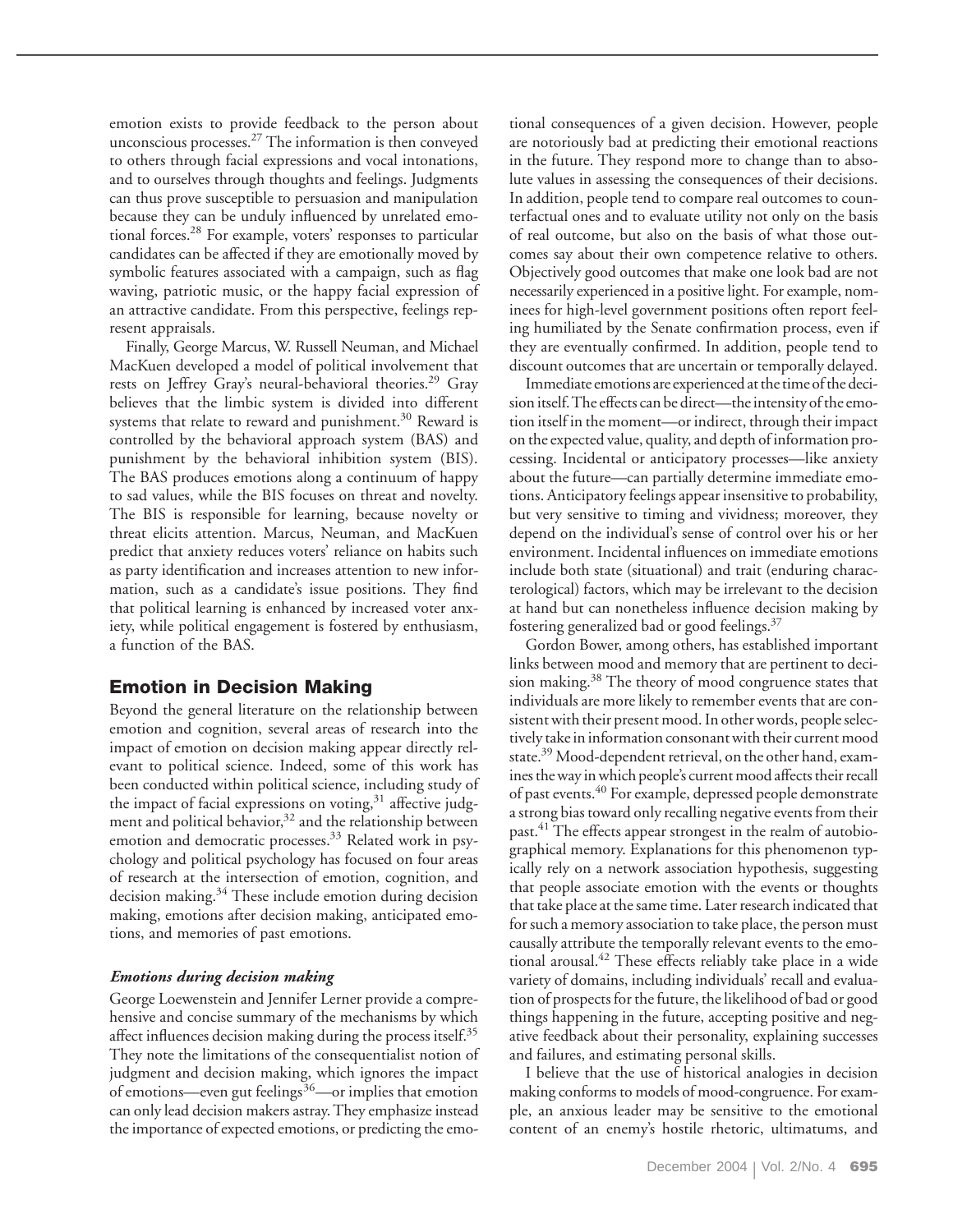emotion exists to provide feedback to the person about unconscious processes.[27] The information is then conveyed to others through facial expressions and vocal intonations, and to ourselves through thoughts and feelings. Judgments can thus prove susceptible to persuasion and manipulation because they can be unduly influenced by unrelated emotional forces.[28] For example, voters' responses to particular candidates can be affected if they are emotionally moved by symbolic features associated with a campaign, such as flag waving, patriotic music, or the happy facial expression of an attractive candidate. From this perspective, feelings represent appraisals.

Finally, George Marcus, W. Russell Neuman, and Michael MacKuen developed a model of political involvement that rests on Jeffrey Gray's neural-behavioral theories.[29] Gray believes that the limbic system is divided into different systems that relate to reward and punishment.[30] Reward is controlled by the behavioral approach system (BAS) and punishment by the behavioral inhibition system (BIS). The BAS produces emotions along a continuum of happy to sad values, while the BIS focuses on threat and novelty. The BIS is responsible for learning, because novelty or threat elicits attention. Marcus, Neuman, and MacKuen predict that anxiety reduces voters' reliance on habits such as party identification and increases attention to new information, such as a candidate's issue positions. They find that political learning is enhanced by increased voter anxiety, while political engagement is fostered by enthusiasm, a function of the BAS.

## Emotion in Decision Making

Beyond the general literature on the relationship between emotion and cognition, several areas of research into the impact of emotion on decision making appear directly relevant to political science. Indeed, some of this work has been conducted within political science, including study of the impact of facial expressions on voting,[31] affective judgment and political behavior,[32] and the relationship between emotion and democratic processes.[33] Related work in psychology and political psychology has focused on four areas of research at the intersection of emotion, cognition, and decision making.[34] These include emotion during decision making, emotions after decision making, anticipated emotions, and memories of past emotions.

### *Emotions during decision making*

George Loewenstein and Jennifer Lerner provide a comprehensive and concise summary of the mechanisms by which affect influences decision making during the process itself.[35] They note the limitations of the consequentialist notion of judgment and decision making, which ignores the impact of emotions—even gut feelings[36]—or implies that emotion can only lead decision makers astray. They emphasize instead the importance of expected emotions, or predicting the emotional consequences of a given decision. However, people are notoriously bad at predicting their emotional reactions in the future. They respond more to change than to absolute values in assessing the consequences of their decisions. In addition, people tend to compare real outcomes to counterfactual ones and to evaluate utility not only on the basis of real outcome, but also on the basis of what those outcomes say about their own competence relative to others. Objectively good outcomes that make one look bad are not necessarily experienced in a positive light. For example, nominees for high-level government positions often report feeling humiliated by the Senate confirmation process, even if they are eventually confirmed. In addition, people tend to discount outcomes that are uncertain or temporally delayed.

Immediate emotions are experienced at the time of the decision itself. The effects can be direct—the intensity of the emotion itself in the moment—or indirect, through their impact on the expected value, quality, and depth of information processing. Incidental or anticipatory processes—like anxiety about the future—can partially determine immediate emotions. Anticipatory feelings appear insensitive to probability, but very sensitive to timing and vividness; moreover, they depend on the individual's sense of control over his or her environment. Incidental influences on immediate emotions include both state (situational) and trait (enduring characterological) factors, which may be irrelevant to the decision at hand but can nonetheless influence decision making by fostering generalized bad or good feelings.[37]

Gordon Bower, among others, has established important links between mood and memory that are pertinent to decision making.[38] The theory of mood congruence states that individuals are more likely to remember events that are consistent with their present mood. In other words, people selectively take in information consonant with their current mood state.[39] Mood-dependent retrieval, on the other hand, examines the way in which people's current mood affects their recall of past events.[40] For example, depressed people demonstrate a strong bias toward only recalling negative events from their past.[41] The effects appear strongest in the realm of autobiographical memory. Explanations for this phenomenon typically rely on a network association hypothesis, suggesting that people associate emotion with the events or thoughts that take place at the same time. Later research indicated that for such a memory association to take place, the person must causally attribute the temporally relevant events to the emotional arousal.[42] These effects reliably take place in a wide variety of domains, including individuals' recall and evaluation of prospects for the future, the likelihood of bad or good things happening in the future, accepting positive and negative feedback about their personality, explaining successes and failures, and estimating personal skills.

I believe that the use of historical analogies in decision making conforms to models of mood-congruence. For example, an anxious leader may be sensitive to the emotional content of an enemy's hostile rhetoric, ultimatums, and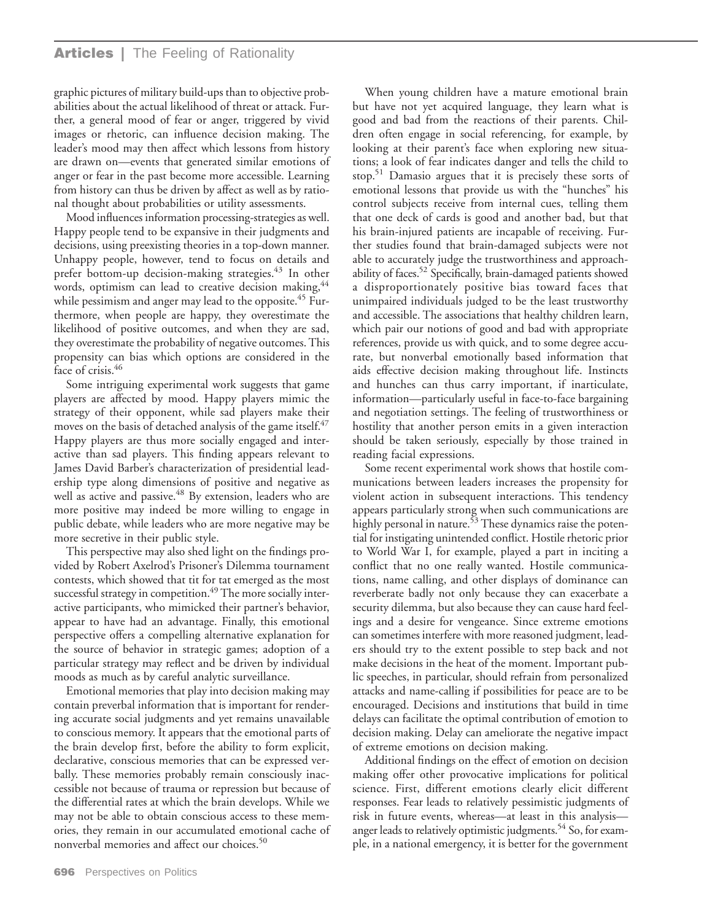graphic pictures of military build-ups than to objective probabilities about the actual likelihood of threat or attack. Further, a general mood of fear or anger, triggered by vivid images or rhetoric, can influence decision making. The leader's mood may then affect which lessons from history are drawn on—events that generated similar emotions of anger or fear in the past become more accessible. Learning from history can thus be driven by affect as well as by rational thought about probabilities or utility assessments.

Mood influences information processing-strategies as well. Happy people tend to be expansive in their judgments and decisions, using preexisting theories in a top-down manner. Unhappy people, however, tend to focus on details and prefer bottom-up decision-making strategies.[43] In other words, optimism can lead to creative decision making,[44] while pessimism and anger may lead to the opposite.[45] Furthermore, when people are happy, they overestimate the likelihood of positive outcomes, and when they are sad, they overestimate the probability of negative outcomes. This propensity can bias which options are considered in the face of crisis.[46]

Some intriguing experimental work suggests that game players are affected by mood. Happy players mimic the strategy of their opponent, while sad players make their moves on the basis of detached analysis of the game itself.[47] Happy players are thus more socially engaged and interactive than sad players. This finding appears relevant to James David Barber's characterization of presidential leadership type along dimensions of positive and negative as well as active and passive.[48] By extension, leaders who are more positive may indeed be more willing to engage in public debate, while leaders who are more negative may be more secretive in their public style.

This perspective may also shed light on the findings provided by Robert Axelrod's Prisoner's Dilemma tournament contests, which showed that tit for tat emerged as the most successful strategy in competition.[49] The more socially interactive participants, who mimicked their partner's behavior, appear to have had an advantage. Finally, this emotional perspective offers a compelling alternative explanation for the source of behavior in strategic games; adoption of a particular strategy may reflect and be driven by individual moods as much as by careful analytic surveillance.

Emotional memories that play into decision making may contain preverbal information that is important for rendering accurate social judgments and yet remains unavailable to conscious memory. It appears that the emotional parts of the brain develop first, before the ability to form explicit, declarative, conscious memories that can be expressed verbally. These memories probably remain consciously inaccessible not because of trauma or repression but because of the differential rates at which the brain develops. While we may not be able to obtain conscious access to these memories, they remain in our accumulated emotional cache of nonverbal memories and affect our choices.[50]

When young children have a mature emotional brain but have not yet acquired language, they learn what is good and bad from the reactions of their parents. Children often engage in social referencing, for example, by looking at their parent's face when exploring new situations; a look of fear indicates danger and tells the child to stop.[51] Damasio argues that it is precisely these sorts of emotional lessons that provide us with the "hunches" his control subjects receive from internal cues, telling them that one deck of cards is good and another bad, but that his brain-injured patients are incapable of receiving. Further studies found that brain-damaged subjects were not able to accurately judge the trustworthiness and approachability of faces.[52] Specifically, brain-damaged patients showed a disproportionately positive bias toward faces that unimpaired individuals judged to be the least trustworthy and accessible. The associations that healthy children learn, which pair our notions of good and bad with appropriate references, provide us with quick, and to some degree accurate, but nonverbal emotionally based information that aids effective decision making throughout life. Instincts and hunches can thus carry important, if inarticulate, information—particularly useful in face-to-face bargaining and negotiation settings. The feeling of trustworthiness or hostility that another person emits in a given interaction should be taken seriously, especially by those trained in reading facial expressions.

Some recent experimental work shows that hostile communications between leaders increases the propensity for violent action in subsequent interactions. This tendency appears particularly strong when such communications are highly personal in nature.[53] These dynamics raise the potential for instigating unintended conflict. Hostile rhetoric prior to World War I, for example, played a part in inciting a conflict that no one really wanted. Hostile communications, name calling, and other displays of dominance can reverberate badly not only because they can exacerbate a security dilemma, but also because they can cause hard feelings and a desire for vengeance. Since extreme emotions can sometimes interfere with more reasoned judgment, leaders should try to the extent possible to step back and not make decisions in the heat of the moment. Important public speeches, in particular, should refrain from personalized attacks and name-calling if possibilities for peace are to be encouraged. Decisions and institutions that build in time delays can facilitate the optimal contribution of emotion to decision making. Delay can ameliorate the negative impact of extreme emotions on decision making.

Additional findings on the effect of emotion on decision making offer other provocative implications for political science. First, different emotions clearly elicit different responses. Fear leads to relatively pessimistic judgments of risk in future events, whereas—at least in this analysis—anger leads to relatively optimistic judgments.[54] So, for example, in a national emergency, it is better for the government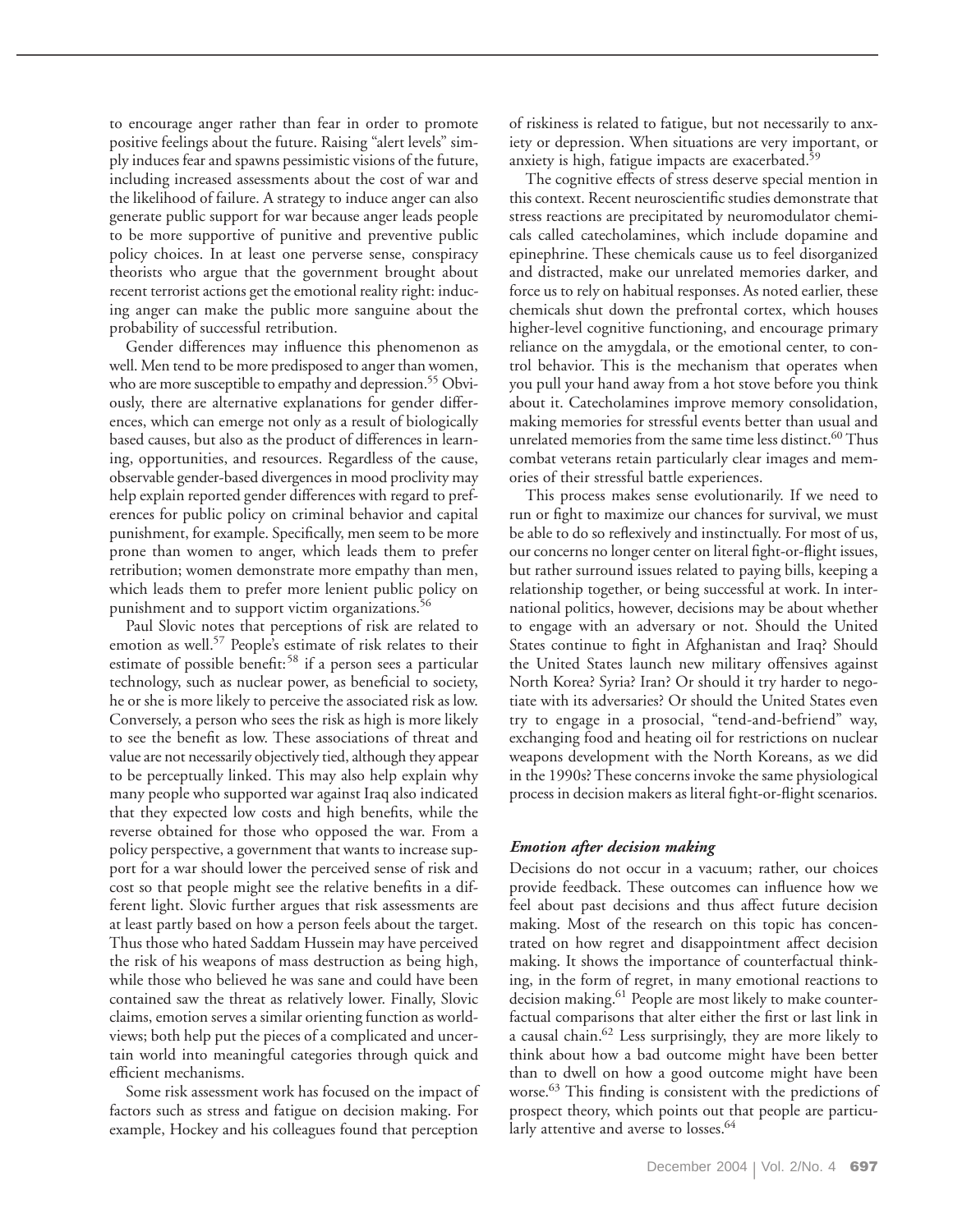to encourage anger rather than fear in order to promote positive feelings about the future. Raising "alert levels" simply induces fear and spawns pessimistic visions of the future, including increased assessments about the cost of war and the likelihood of failure. A strategy to induce anger can also generate public support for war because anger leads people to be more supportive of punitive and preventive public policy choices. In at least one perverse sense, conspiracy theorists who argue that the government brought about recent terrorist actions get the emotional reality right: inducing anger can make the public more sanguine about the probability of successful retribution.

Gender differences may influence this phenomenon as well. Men tend to be more predisposed to anger than women, who are more susceptible to empathy and depression.[55] Obviously, there are alternative explanations for gender differences, which can emerge not only as a result of biologically based causes, but also as the product of differences in learning, opportunities, and resources. Regardless of the cause, observable gender-based divergences in mood proclivity may help explain reported gender differences with regard to preferences for public policy on criminal behavior and capital punishment, for example. Specifically, men seem to be more prone than women to anger, which leads them to prefer retribution; women demonstrate more empathy than men, which leads them to prefer more lenient public policy on punishment and to support victim organizations.[56]

Paul Slovic notes that perceptions of risk are related to emotion as well.[57] People's estimate of risk relates to their estimate of possible benefit:[58] if a person sees a particular technology, such as nuclear power, as beneficial to society, he or she is more likely to perceive the associated risk as low. Conversely, a person who sees the risk as high is more likely to see the benefit as low. These associations of threat and value are not necessarily objectively tied, although they appear to be perceptually linked. This may also help explain why many people who supported war against Iraq also indicated that they expected low costs and high benefits, while the reverse obtained for those who opposed the war. From a policy perspective, a government that wants to increase support for a war should lower the perceived sense of risk and cost so that people might see the relative benefits in a different light. Slovic further argues that risk assessments are at least partly based on how a person feels about the target. Thus those who hated Saddam Hussein may have perceived the risk of his weapons of mass destruction as being high, while those who believed he was sane and could have been contained saw the threat as relatively lower. Finally, Slovic claims, emotion serves a similar orienting function as worldviews; both help put the pieces of a complicated and uncertain world into meaningful categories through quick and efficient mechanisms.

Some risk assessment work has focused on the impact of factors such as stress and fatigue on decision making. For example, Hockey and his colleagues found that perception of riskiness is related to fatigue, but not necessarily to anxiety or depression. When situations are very important, or anxiety is high, fatigue impacts are exacerbated.[59]

The cognitive effects of stress deserve special mention in this context. Recent neuroscientific studies demonstrate that stress reactions are precipitated by neuromodulator chemicals called catecholamines, which include dopamine and epinephrine. These chemicals cause us to feel disorganized and distracted, make our unrelated memories darker, and force us to rely on habitual responses. As noted earlier, these chemicals shut down the prefrontal cortex, which houses higher-level cognitive functioning, and encourage primary reliance on the amygdala, or the emotional center, to control behavior. This is the mechanism that operates when you pull your hand away from a hot stove before you think about it. Catecholamines improve memory consolidation, making memories for stressful events better than usual and unrelated memories from the same time less distinct.[60] Thus combat veterans retain particularly clear images and memories of their stressful battle experiences.

This process makes sense evolutionarily. If we need to run or fight to maximize our chances for survival, we must be able to do so reflexively and instinctually. For most of us, our concerns no longer center on literal fight-or-flight issues, but rather surround issues related to paying bills, keeping a relationship together, or being successful at work. In international politics, however, decisions may be about whether to engage with an adversary or not. Should the United States continue to fight in Afghanistan and Iraq? Should the United States launch new military offensives against North Korea? Syria? Iran? Or should it try harder to negotiate with its adversaries? Or should the United States even try to engage in a prosocial, "tend-and-befriend" way, exchanging food and heating oil for restrictions on nuclear weapons development with the North Koreans, as we did in the 1990s? These concerns invoke the same physiological process in decision makers as literal fight-or-flight scenarios.

### *Emotion after decision making*

Decisions do not occur in a vacuum; rather, our choices provide feedback. These outcomes can influence how we feel about past decisions and thus affect future decision making. Most of the research on this topic has concentrated on how regret and disappointment affect decision making. It shows the importance of counterfactual thinking, in the form of regret, in many emotional reactions to decision making.[61] People are most likely to make counterfactual comparisons that alter either the first or last link in a causal chain.[62] Less surprisingly, they are more likely to think about how a bad outcome might have been better than to dwell on how a good outcome might have been worse.[63] This finding is consistent with the predictions of prospect theory, which points out that people are particularly attentive and averse to losses.[64]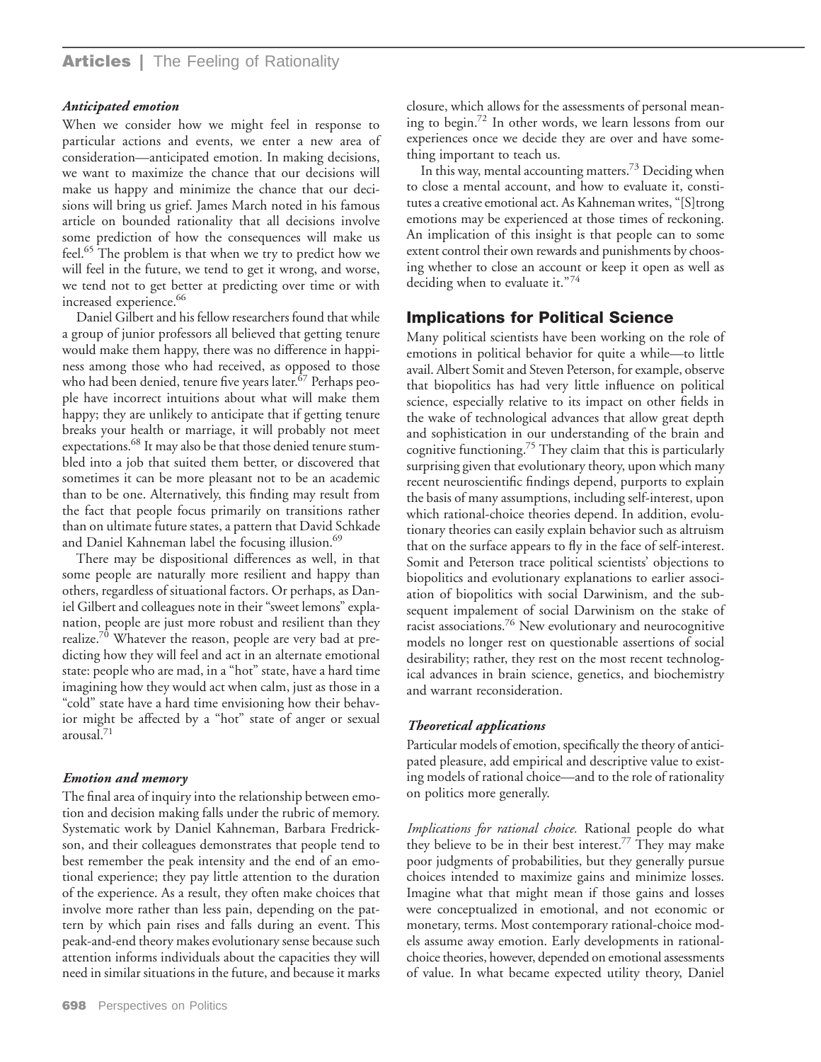### *Anticipated emotion*

When we consider how we might feel in response to particular actions and events, we enter a new area of consideration—anticipated emotion. In making decisions, we want to maximize the chance that our decisions will make us happy and minimize the chance that our decisions will bring us grief. James March noted in his famous article on bounded rationality that all decisions involve some prediction of how the consequences will make us feel.[65] The problem is that when we try to predict how we will feel in the future, we tend to get it wrong, and worse, we tend not to get better at predicting over time or with increased experience.[66]

Daniel Gilbert and his fellow researchers found that while a group of junior professors all believed that getting tenure would make them happy, there was no difference in happiness among those who had received, as opposed to those who had been denied, tenure five years later.[67] Perhaps people have incorrect intuitions about what will make them happy; they are unlikely to anticipate that if getting tenure breaks your health or marriage, it will probably not meet expectations.[68] It may also be that those denied tenure stumbled into a job that suited them better, or discovered that sometimes it can be more pleasant not to be an academic than to be one. Alternatively, this finding may result from the fact that people focus primarily on transitions rather than on ultimate future states, a pattern that David Schkade and Daniel Kahneman label the focusing illusion.[69]

There may be dispositional differences as well, in that some people are naturally more resilient and happy than others, regardless of situational factors. Or perhaps, as Daniel Gilbert and colleagues note in their "sweet lemons" explanation, people are just more robust and resilient than they realize.[70] Whatever the reason, people are very bad at predicting how they will feel and act in an alternate emotional state: people who are mad, in a "hot" state, have a hard time imagining how they would act when calm, just as those in a "cold" state have a hard time envisioning how their behavior might be affected by a "hot" state of anger or sexual arousal.[71]

### *Emotion and memory*

The final area of inquiry into the relationship between emotion and decision making falls under the rubric of memory. Systematic work by Daniel Kahneman, Barbara Fredrickson, and their colleagues demonstrates that people tend to best remember the peak intensity and the end of an emotional experience; they pay little attention to the duration of the experience. As a result, they often make choices that involve more rather than less pain, depending on the pattern by which pain rises and falls during an event. This peak-and-end theory makes evolutionary sense because such attention informs individuals about the capacities they will need in similar situations in the future, and because it marks closure, which allows for the assessments of personal meaning to begin.[72] In other words, we learn lessons from our experiences once we decide they are over and have something important to teach us.

In this way, mental accounting matters.[73] Deciding when to close a mental account, and how to evaluate it, constitutes a creative emotional act. As Kahneman writes, "[S]trong emotions may be experienced at those times of reckoning. An implication of this insight is that people can to some extent control their own rewards and punishments by choosing whether to close an account or keep it open as well as deciding when to evaluate it."[74]

## Implications for Political Science

Many political scientists have been working on the role of emotions in political behavior for quite a while—to little avail. Albert Somit and Steven Peterson, for example, observe that biopolitics has had very little influence on political science, especially relative to its impact on other fields in the wake of technological advances that allow great depth and sophistication in our understanding of the brain and cognitive functioning.[75] They claim that this is particularly surprising given that evolutionary theory, upon which many recent neuroscientific findings depend, purports to explain the basis of many assumptions, including self-interest, upon which rational-choice theories depend. In addition, evolutionary theories can easily explain behavior such as altruism that on the surface appears to fly in the face of self-interest. Somit and Peterson trace political scientists' objections to biopolitics and evolutionary explanations to earlier association of biopolitics with social Darwinism, and the subsequent impalement of social Darwinism on the stake of racist associations.[76] New evolutionary and neurocognitive models no longer rest on questionable assertions of social desirability; rather, they rest on the most recent technological advances in brain science, genetics, and biochemistry and warrant reconsideration.

### *Theoretical applications*

Particular models of emotion, specifically the theory of anticipated pleasure, add empirical and descriptive value to existing models of rational choice—and to the role of rationality on politics more generally.

*Implications for rational choice.* Rational people do what they believe to be in their best interest.[77] They may make poor judgments of probabilities, but they generally pursue choices intended to maximize gains and minimize losses. Imagine what that might mean if those gains and losses were conceptualized in emotional, and not economic or monetary, terms. Most contemporary rational-choice models assume away emotion. Early developments in rational-choice theories, however, depended on emotional assessments of value. In what became expected utility theory, Daniel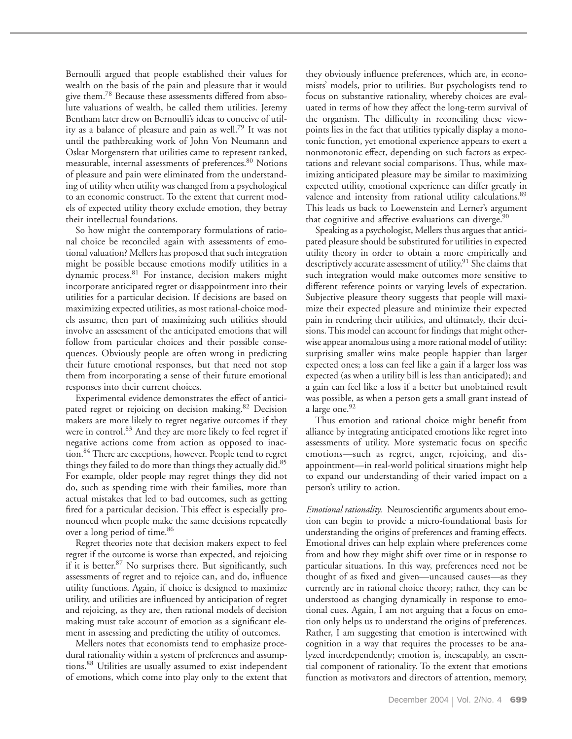Bernoulli argued that people established their values for wealth on the basis of the pain and pleasure that it would give them.[78] Because these assessments differed from absolute valuations of wealth, he called them utilities. Jeremy Bentham later drew on Bernoulli's ideas to conceive of utility as a balance of pleasure and pain as well.[79] It was not until the pathbreaking work of John Von Neumann and Oskar Morgenstern that utilities came to represent ranked, measurable, internal assessments of preferences.[80] Notions of pleasure and pain were eliminated from the understanding of utility when utility was changed from a psychological to an economic construct. To the extent that current models of expected utility theory exclude emotion, they betray their intellectual foundations.

So how might the contemporary formulations of rational choice be reconciled again with assessments of emotional valuation? Mellers has proposed that such integration might be possible because emotions modify utilities in a dynamic process.[81] For instance, decision makers might incorporate anticipated regret or disappointment into their utilities for a particular decision. If decisions are based on maximizing expected utilities, as most rational-choice models assume, then part of maximizing such utilities should involve an assessment of the anticipated emotions that will follow from particular choices and their possible consequences. Obviously people are often wrong in predicting their future emotional responses, but that need not stop them from incorporating a sense of their future emotional responses into their current choices.

Experimental evidence demonstrates the effect of anticipated regret or rejoicing on decision making.[82] Decision makers are more likely to regret negative outcomes if they were in control.[83] And they are more likely to feel regret if negative actions come from action as opposed to inaction.[84] There are exceptions, however. People tend to regret things they failed to do more than things they actually did.[85] For example, older people may regret things they did not do, such as spending time with their families, more than actual mistakes that led to bad outcomes, such as getting fired for a particular decision. This effect is especially pronounced when people make the same decisions repeatedly over a long period of time.[86]

Regret theories note that decision makers expect to feel regret if the outcome is worse than expected, and rejoicing if it is better.[87] No surprises there. But significantly, such assessments of regret and to rejoice can, and do, influence utility functions. Again, if choice is designed to maximize utility, and utilities are influenced by anticipation of regret and rejoicing, as they are, then rational models of decision making must take account of emotion as a significant element in assessing and predicting the utility of outcomes.

Mellers notes that economists tend to emphasize procedural rationality within a system of preferences and assumptions.[88] Utilities are usually assumed to exist independent of emotions, which come into play only to the extent that they obviously influence preferences, which are, in economists' models, prior to utilities. But psychologists tend to focus on substantive rationality, whereby choices are evaluated in terms of how they affect the long-term survival of the organism. The difficulty in reconciling these viewpoints lies in the fact that utilities typically display a monotonic function, yet emotional experience appears to exert a nonmonotonic effect, depending on such factors as expectations and relevant social comparisons. Thus, while maximizing anticipated pleasure may be similar to maximizing expected utility, emotional experience can differ greatly in valence and intensity from rational utility calculations.[89] This leads us back to Loewenstein and Lerner's argument that cognitive and affective evaluations can diverge.[90]

Speaking as a psychologist, Mellers thus argues that anticipated pleasure should be substituted for utilities in expected utility theory in order to obtain a more empirically and descriptively accurate assessment of utility.[91] She claims that such integration would make outcomes more sensitive to different reference points or varying levels of expectation. Subjective pleasure theory suggests that people will maximize their expected pleasure and minimize their expected pain in rendering their utilities, and ultimately, their decisions. This model can account for findings that might otherwise appear anomalous using a more rational model of utility: surprising smaller wins make people happier than larger expected ones; a loss can feel like a gain if a larger loss was expected (as when a utility bill is less than anticipated); and a gain can feel like a loss if a better but unobtained result was possible, as when a person gets a small grant instead of a large one.[92]

Thus emotion and rational choice might benefit from alliance by integrating anticipated emotions like regret into assessments of utility. More systematic focus on specific emotions—such as regret, anger, rejoicing, and disappointment—in real-world political situations might help to expand our understanding of their varied impact on a person's utility to action.

*Emotional rationality.* Neuroscientific arguments about emotion can begin to provide a micro-foundational basis for understanding the origins of preferences and framing effects. Emotional drives can help explain where preferences come from and how they might shift over time or in response to particular situations. In this way, preferences need not be thought of as fixed and given—uncaused causes—as they currently are in rational choice theory; rather, they can be understood as changing dynamically in response to emotional cues. Again, I am not arguing that a focus on emotion only helps us to understand the origins of preferences. Rather, I am suggesting that emotion is intertwined with cognition in a way that requires the processes to be analyzed interdependently; emotion is, inescapably, an essential component of rationality. To the extent that emotions function as motivators and directors of attention, memory,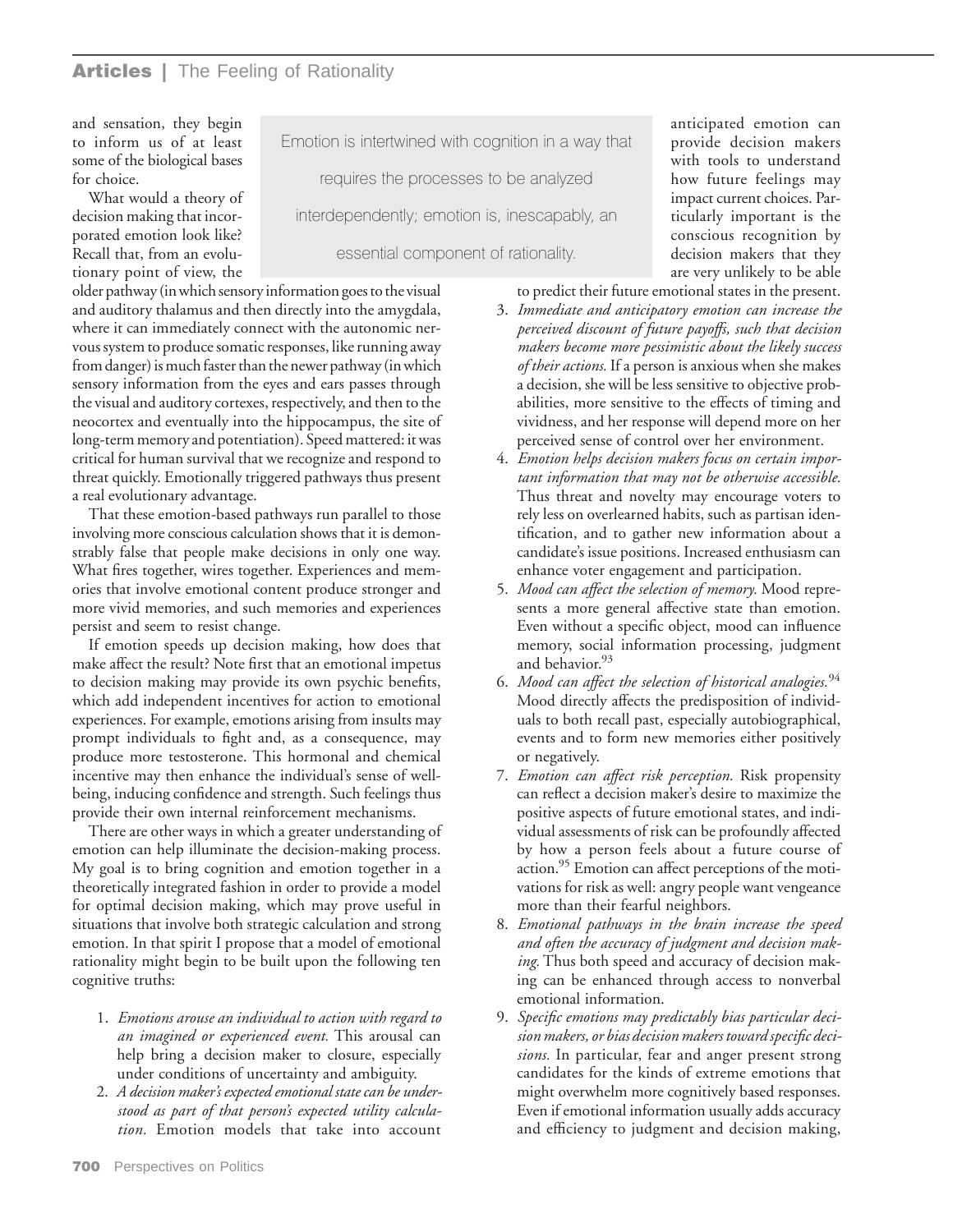and sensation, they begin to inform us of at least some of the biological bases for choice.

What would a theory of decision making that incorporated emotion look like? Recall that, from an evolutionary point of view, the older pathway (in which sensory information goes to the visual and auditory thalamus and then directly into the amygdala, where it can immediately connect with the autonomic nervous system to produce somatic responses, like running away from danger) is much faster than the newer pathway (in which sensory information from the eyes and ears passes through the visual and auditory cortexes, respectively, and then to the neocortex and eventually into the hippocampus, the site of long-term memory and potentiation). Speed mattered: it was critical for human survival that we recognize and respond to threat quickly. Emotionally triggered pathways thus present a real evolutionary advantage.

> Emotion is intertwined with cognition in a way that requires the processes to be analyzed interdependently; emotion is, inescapably, an essential component of rationality.

That these emotion-based pathways run parallel to those involving more conscious calculation shows that it is demonstrably false that people make decisions in only one way. What fires together, wires together. Experiences and memories that involve emotional content produce stronger and more vivid memories, and such memories and experiences persist and seem to resist change.

If emotion speeds up decision making, how does that make affect the result? Note first that an emotional impetus to decision making may provide its own psychic benefits, which add independent incentives for action to emotional experiences. For example, emotions arising from insults may prompt individuals to fight and, as a consequence, may produce more testosterone. This hormonal and chemical incentive may then enhance the individual's sense of well-being, inducing confidence and strength. Such feelings thus provide their own internal reinforcement mechanisms.

There are other ways in which a greater understanding of emotion can help illuminate the decision-making process. My goal is to bring cognition and emotion together in a theoretically integrated fashion in order to provide a model for optimal decision making, which may prove useful in situations that involve both strategic calculation and strong emotion. In that spirit I propose that a model of emotional rationality might begin to be built upon the following ten cognitive truths:

1. *Emotions arouse an individual to action with regard to an imagined or experienced event.* This arousal can help bring a decision maker to closure, especially under conditions of uncertainty and ambiguity.
2. *A decision maker's expected emotional state can be understood as part of that person's expected utility calculation.* Emotion models that take into account anticipated emotion can provide decision makers with tools to understand how future feelings may impact current choices. Particularly important is the conscious recognition by decision makers that they are very unlikely to be able to predict their future emotional states in the present.
3. *Immediate and anticipatory emotion can increase the perceived discount of future payoffs, such that decision makers become more pessimistic about the likely success of their actions.* If a person is anxious when she makes a decision, she will be less sensitive to objective probabilities, more sensitive to the effects of timing and vividness, and her response will depend more on her perceived sense of control over her environment.
4. *Emotion helps decision makers focus on certain important information that may not be otherwise accessible.* Thus threat and novelty may encourage voters to rely less on overlearned habits, such as partisan identification, and to gather new information about a candidate's issue positions. Increased enthusiasm can enhance voter engagement and participation.
5. *Mood can affect the selection of memory.* Mood represents a more general affective state than emotion. Even without a specific object, mood can influence memory, social information processing, judgment and behavior.[93]
6. *Mood can affect the selection of historical analogies.*[94] Mood directly affects the predisposition of individuals to both recall past, especially autobiographical, events and to form new memories either positively or negatively.
7. *Emotion can affect risk perception.* Risk propensity can reflect a decision maker's desire to maximize the positive aspects of future emotional states, and individual assessments of risk can be profoundly affected by how a person feels about a future course of action.[95] Emotion can affect perceptions of the motivations for risk as well: angry people want vengeance more than their fearful neighbors.
8. *Emotional pathways in the brain increase the speed and often the accuracy of judgment and decision making.* Thus both speed and accuracy of decision making can be enhanced through access to nonverbal emotional information.
9. *Specific emotions may predictably bias particular decision makers, or bias decision makers toward specific decisions.* In particular, fear and anger present strong candidates for the kinds of extreme emotions that might overwhelm more cognitively based responses. Even if emotional information usually adds accuracy and efficiency to judgment and decision making,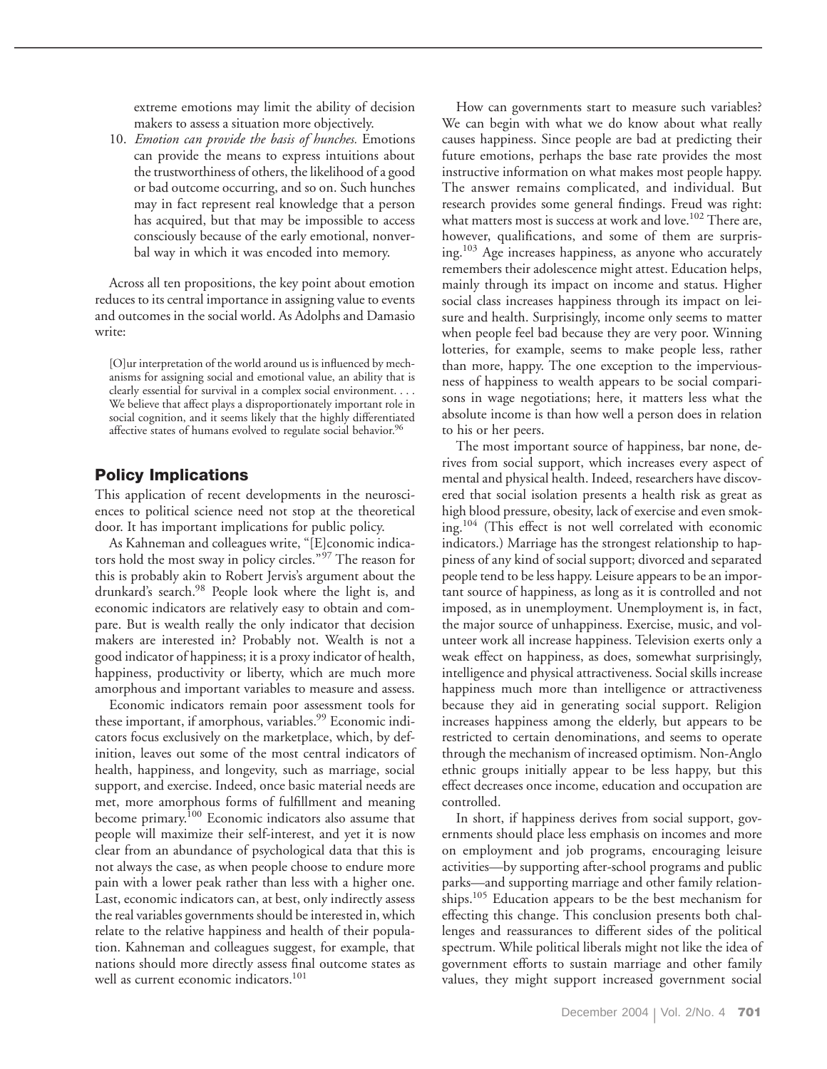extreme emotions may limit the ability of decision makers to assess a situation more objectively.

10. *Emotion can provide the basis of hunches.* Emotions can provide the means to express intuitions about the trustworthiness of others, the likelihood of a good or bad outcome occurring, and so on. Such hunches may in fact represent real knowledge that a person has acquired, but that may be impossible to access consciously because of the early emotional, nonverbal way in which it was encoded into memory.

Across all ten propositions, the key point about emotion reduces to its central importance in assigning value to events and outcomes in the social world. As Adolphs and Damasio write:

> [O]ur interpretation of the world around us is influenced by mechanisms for assigning social and emotional value, an ability that is clearly essential for survival in a complex social environment. . . . We believe that affect plays a disproportionately important role in social cognition, and it seems likely that the highly differentiated affective states of humans evolved to regulate social behavior.[96]

## Policy Implications

This application of recent developments in the neurosciences to political science need not stop at the theoretical door. It has important implications for public policy.

As Kahneman and colleagues write, "[E]conomic indicators hold the most sway in policy circles."[97] The reason for this is probably akin to Robert Jervis's argument about the drunkard's search.[98] People look where the light is, and economic indicators are relatively easy to obtain and compare. But is wealth really the only indicator that decision makers are interested in? Probably not. Wealth is not a good indicator of happiness; it is a proxy indicator of health, happiness, productivity or liberty, which are much more amorphous and important variables to measure and assess.

Economic indicators remain poor assessment tools for these important, if amorphous, variables.[99] Economic indicators focus exclusively on the marketplace, which, by definition, leaves out some of the most central indicators of health, happiness, and longevity, such as marriage, social support, and exercise. Indeed, once basic material needs are met, more amorphous forms of fulfillment and meaning become primary.[100] Economic indicators also assume that people will maximize their self-interest, and yet it is now clear from an abundance of psychological data that this is not always the case, as when people choose to endure more pain with a lower peak rather than less with a higher one. Last, economic indicators can, at best, only indirectly assess the real variables governments should be interested in, which relate to the relative happiness and health of their population. Kahneman and colleagues suggest, for example, that nations should more directly assess final outcome states as well as current economic indicators.[101]

How can governments start to measure such variables? We can begin with what we do know about what really causes happiness. Since people are bad at predicting their future emotions, perhaps the base rate provides the most instructive information on what makes most people happy. The answer remains complicated, and individual. But research provides some general findings. Freud was right: what matters most is success at work and love.[102] There are, however, qualifications, and some of them are surprising.[103] Age increases happiness, as anyone who accurately remembers their adolescence might attest. Education helps, mainly through its impact on income and status. Higher social class increases happiness through its impact on leisure and health. Surprisingly, income only seems to matter when people feel bad because they are very poor. Winning lotteries, for example, seems to make people less, rather than more, happy. The one exception to the imperviousness of happiness to wealth appears to be social comparisons in wage negotiations; here, it matters less what the absolute income is than how well a person does in relation to his or her peers.

The most important source of happiness, bar none, derives from social support, which increases every aspect of mental and physical health. Indeed, researchers have discovered that social isolation presents a health risk as great as high blood pressure, obesity, lack of exercise and even smoking.[104] (This effect is not well correlated with economic indicators.) Marriage has the strongest relationship to happiness of any kind of social support; divorced and separated people tend to be less happy. Leisure appears to be an important source of happiness, as long as it is controlled and not imposed, as in unemployment. Unemployment is, in fact, the major source of unhappiness. Exercise, music, and volunteer work all increase happiness. Television exerts only a weak effect on happiness, as does, somewhat surprisingly, intelligence and physical attractiveness. Social skills increase happiness much more than intelligence or attractiveness because they aid in generating social support. Religion increases happiness among the elderly, but appears to be restricted to certain denominations, and seems to operate through the mechanism of increased optimism. Non-Anglo ethnic groups initially appear to be less happy, but this effect decreases once income, education and occupation are controlled.

In short, if happiness derives from social support, governments should place less emphasis on incomes and more on employment and job programs, encouraging leisure activities—by supporting after-school programs and public parks—and supporting marriage and other family relationships.[105] Education appears to be the best mechanism for effecting this change. This conclusion presents both challenges and reassurances to different sides of the political spectrum. While political liberals might not like the idea of government efforts to sustain marriage and other family values, they might support increased government social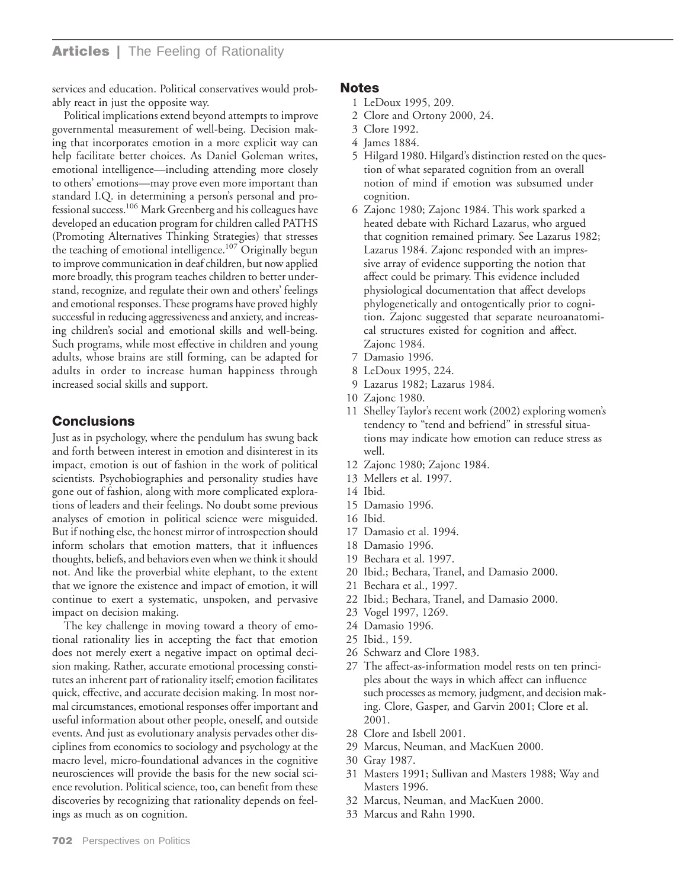services and education. Political conservatives would probably react in just the opposite way.

Political implications extend beyond attempts to improve governmental measurement of well-being. Decision making that incorporates emotion in a more explicit way can help facilitate better choices. As Daniel Goleman writes, emotional intelligence—including attending more closely to others' emotions—may prove even more important than standard I.Q. in determining a person's personal and professional success.[106] Mark Greenberg and his colleagues have developed an education program for children called PATHS (Promoting Alternatives Thinking Strategies) that stresses the teaching of emotional intelligence.[107] Originally begun to improve communication in deaf children, but now applied more broadly, this program teaches children to better understand, recognize, and regulate their own and others' feelings and emotional responses. These programs have proved highly successful in reducing aggressiveness and anxiety, and increasing children's social and emotional skills and well-being. Such programs, while most effective in children and young adults, whose brains are still forming, can be adapted for adults in order to increase human happiness through increased social skills and support.

## Conclusions

Just as in psychology, where the pendulum has swung back and forth between interest in emotion and disinterest in its impact, emotion is out of fashion in the work of political scientists. Psychobiographies and personality studies have gone out of fashion, along with more complicated explorations of leaders and their feelings. No doubt some previous analyses of emotion in political science were misguided. But if nothing else, the honest mirror of introspection should inform scholars that emotion matters, that it influences thoughts, beliefs, and behaviors even when we think it should not. And like the proverbial white elephant, to the extent that we ignore the existence and impact of emotion, it will continue to exert a systematic, unspoken, and pervasive impact on decision making.

The key challenge in moving toward a theory of emotional rationality lies in accepting the fact that emotion does not merely exert a negative impact on optimal decision making. Rather, accurate emotional processing constitutes an inherent part of rationality itself; emotion facilitates quick, effective, and accurate decision making. In most normal circumstances, emotional responses offer important and useful information about other people, oneself, and outside events. And just as evolutionary analysis pervades other disciplines from economics to sociology and psychology at the macro level, micro-foundational advances in the cognitive neurosciences will provide the basis for the new social science revolution. Political science, too, can benefit from these discoveries by recognizing that rationality depends on feelings as much as on cognition.

## Notes

1 LeDoux 1995, 209.
2 Clore and Ortony 2000, 24.
3 Clore 1992.
4 James 1884.
5 Hilgard 1980. Hilgard's distinction rested on the question of what separated cognition from an overall notion of mind if emotion was subsumed under cognition.
6 Zajonc 1980; Zajonc 1984. This work sparked a heated debate with Richard Lazarus, who argued that cognition remained primary. See Lazarus 1982; Lazarus 1984. Zajonc responded with an impressive array of evidence supporting the notion that affect could be primary. This evidence included physiological documentation that affect develops phylogenetically and ontogentically prior to cognition. Zajonc suggested that separate neuroanatomical structures existed for cognition and affect. Zajonc 1984.
7 Damasio 1996.
8 LeDoux 1995, 224.
9 Lazarus 1982; Lazarus 1984.
10 Zajonc 1980.
11 Shelley Taylor's recent work (2002) exploring women's tendency to "tend and befriend" in stressful situations may indicate how emotion can reduce stress as well.
12 Zajonc 1980; Zajonc 1984.
13 Mellers et al. 1997.
14 Ibid.
15 Damasio 1996.
16 Ibid.
17 Damasio et al. 1994.
18 Damasio 1996.
19 Bechara et al. 1997.
20 Ibid.; Bechara, Tranel, and Damasio 2000.
21 Bechara et al., 1997.
22 Ibid.; Bechara, Tranel, and Damasio 2000.
23 Vogel 1997, 1269.
24 Damasio 1996.
25 Ibid., 159.
26 Schwarz and Clore 1983.
27 The affect-as-information model rests on ten principles about the ways in which affect can influence such processes as memory, judgment, and decision making. Clore, Gasper, and Garvin 2001; Clore et al. 2001.
28 Clore and Isbell 2001.
29 Marcus, Neuman, and MacKuen 2000.
30 Gray 1987.
31 Masters 1991; Sullivan and Masters 1988; Way and Masters 1996.
32 Marcus, Neuman, and MacKuen 2000.
33 Marcus and Rahn 1990.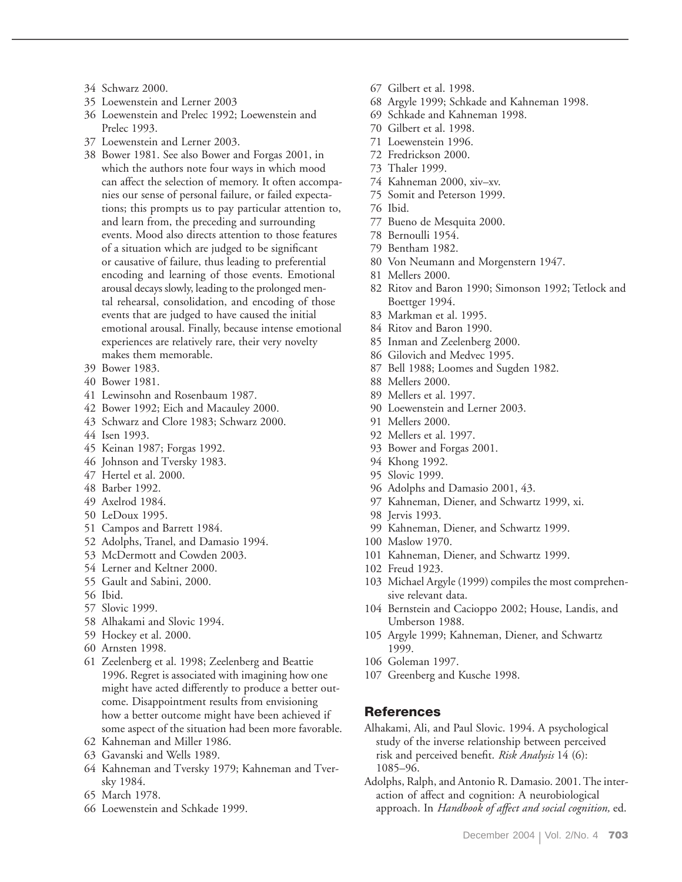34 Schwarz 2000.
35 Loewenstein and Lerner 2003
36 Loewenstein and Prelec 1992; Loewenstein and Prelec 1993.
37 Loewenstein and Lerner 2003.
38 Bower 1981. See also Bower and Forgas 2001, in which the authors note four ways in which mood can affect the selection of memory. It often accompanies our sense of personal failure, or failed expectations; this prompts us to pay particular attention to, and learn from, the preceding and surrounding events. Mood also directs attention to those features of a situation which are judged to be significant or causative of failure, thus leading to preferential encoding and learning of those events. Emotional arousal decays slowly, leading to the prolonged mental rehearsal, consolidation, and encoding of those events that are judged to have caused the initial emotional arousal. Finally, because intense emotional experiences are relatively rare, their very novelty makes them memorable.
39 Bower 1983.
40 Bower 1981.
41 Lewinsohn and Rosenbaum 1987.
42 Bower 1992; Eich and Macauley 2000.
43 Schwarz and Clore 1983; Schwarz 2000.
44 Isen 1993.
45 Keinan 1987; Forgas 1992.
46 Johnson and Tversky 1983.
47 Hertel et al. 2000.
48 Barber 1992.
49 Axelrod 1984.
50 LeDoux 1995.
51 Campos and Barrett 1984.
52 Adolphs, Tranel, and Damasio 1994.
53 McDermott and Cowden 2003.
54 Lerner and Keltner 2000.
55 Gault and Sabini, 2000.
56 Ibid.
57 Slovic 1999.
58 Alhakami and Slovic 1994.
59 Hockey et al. 2000.
60 Arnsten 1998.
61 Zeelenberg et al. 1998; Zeelenberg and Beattie 1996. Regret is associated with imagining how one might have acted differently to produce a better outcome. Disappointment results from envisioning how a better outcome might have been achieved if some aspect of the situation had been more favorable.
62 Kahneman and Miller 1986.
63 Gavanski and Wells 1989.
64 Kahneman and Tversky 1979; Kahneman and Tversky 1984.
65 March 1978.
66 Loewenstein and Schkade 1999.
67 Gilbert et al. 1998.
68 Argyle 1999; Schkade and Kahneman 1998.
69 Schkade and Kahneman 1998.
70 Gilbert et al. 1998.
71 Loewenstein 1996.
72 Fredrickson 2000.
73 Thaler 1999.
74 Kahneman 2000, xiv–xv.
75 Somit and Peterson 1999.
76 Ibid.
77 Bueno de Mesquita 2000.
78 Bernoulli 1954.
79 Bentham 1982.
80 Von Neumann and Morgenstern 1947.
81 Mellers 2000.
82 Ritov and Baron 1990; Simonson 1992; Tetlock and Boettger 1994.
83 Markman et al. 1995.
84 Ritov and Baron 1990.
85 Inman and Zeelenberg 2000.
86 Gilovich and Medvec 1995.
87 Bell 1988; Loomes and Sugden 1982.
88 Mellers 2000.
89 Mellers et al. 1997.
90 Loewenstein and Lerner 2003.
91 Mellers 2000.
92 Mellers et al. 1997.
93 Bower and Forgas 2001.
94 Khong 1992.
95 Slovic 1999.
96 Adolphs and Damasio 2001, 43.
97 Kahneman, Diener, and Schwartz 1999, xi.
98 Jervis 1993.
99 Kahneman, Diener, and Schwartz 1999.
100 Maslow 1970.
101 Kahneman, Diener, and Schwartz 1999.
102 Freud 1923.
103 Michael Argyle (1999) compiles the most comprehensive relevant data.
104 Bernstein and Cacioppo 2002; House, Landis, and Umberson 1988.
105 Argyle 1999; Kahneman, Diener, and Schwartz 1999.
106 Goleman 1997.
107 Greenberg and Kusche 1998.

## References

Alhakami, Ali, and Paul Slovic. 1994. A psychological study of the inverse relationship between perceived risk and perceived benefit. *Risk Analysis* 14 (6): 1085–96.

Adolphs, Ralph, and Antonio R. Damasio. 2001. The interaction of affect and cognition: A neurobiological approach. In *Handbook of affect and social cognition,* ed.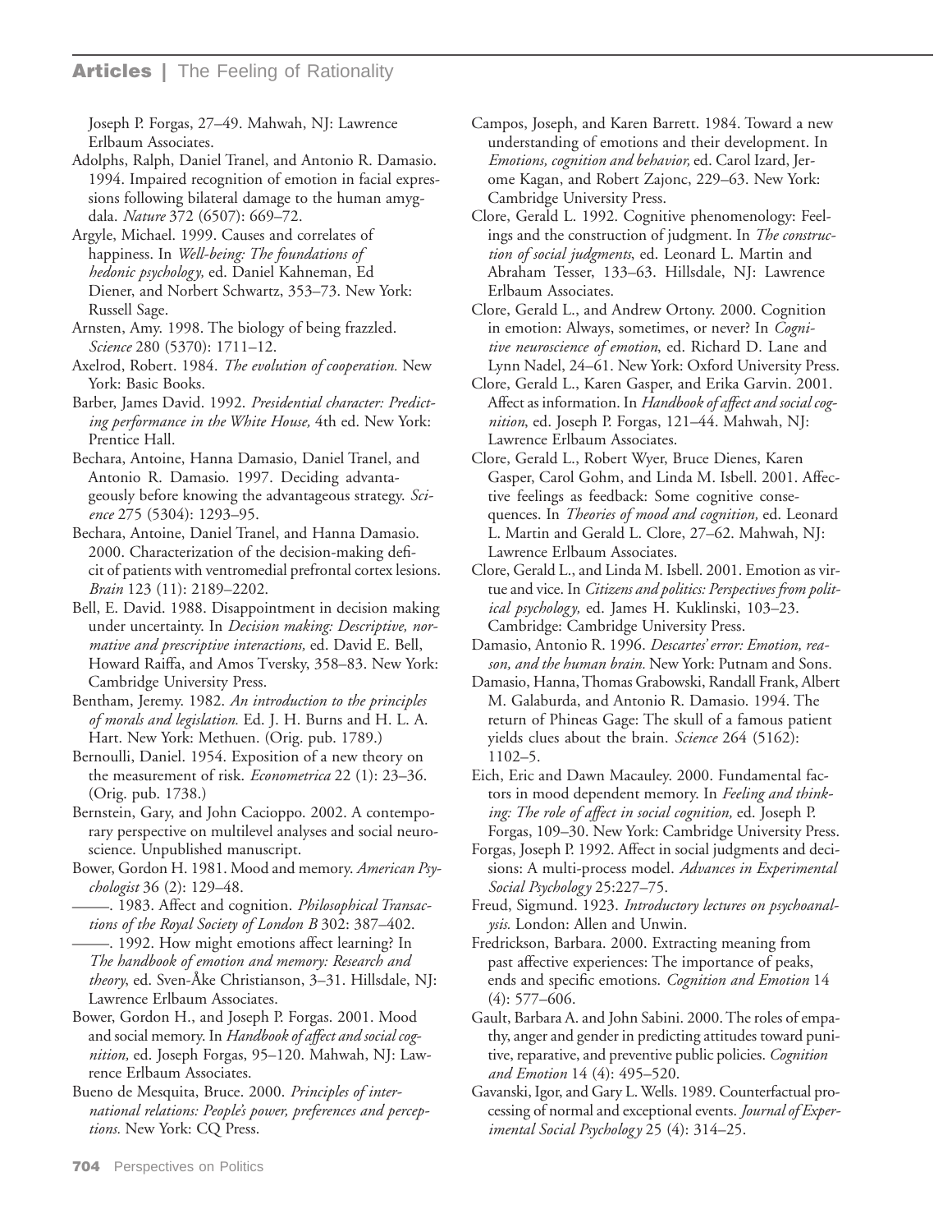Joseph P. Forgas, 27–49. Mahwah, NJ: Lawrence Erlbaum Associates.

Adolphs, Ralph, Daniel Tranel, and Antonio R. Damasio. 1994. Impaired recognition of emotion in facial expressions following bilateral damage to the human amygdala. *Nature* 372 (6507): 669–72.

Argyle, Michael. 1999. Causes and correlates of happiness. In *Well-being: The foundations of hedonic psychology,* ed. Daniel Kahneman, Ed Diener, and Norbert Schwartz, 353–73. New York: Russell Sage.

Arnsten, Amy. 1998. The biology of being frazzled. *Science* 280 (5370): 1711–12.

Axelrod, Robert. 1984. *The evolution of cooperation.* New York: Basic Books.

Barber, James David. 1992. *Presidential character: Predicting performance in the White House,* 4th ed. New York: Prentice Hall.

Bechara, Antoine, Hanna Damasio, Daniel Tranel, and Antonio R. Damasio. 1997. Deciding advantageously before knowing the advantageous strategy. *Science* 275 (5304): 1293–95.

Bechara, Antoine, Daniel Tranel, and Hanna Damasio. 2000. Characterization of the decision-making deficit of patients with ventromedial prefrontal cortex lesions. *Brain* 123 (11): 2189–2202.

Bell, E. David. 1988. Disappointment in decision making under uncertainty. In *Decision making: Descriptive, normative and prescriptive interactions,* ed. David E. Bell, Howard Raiffa, and Amos Tversky, 358–83. New York: Cambridge University Press.

Bentham, Jeremy. 1982. *An introduction to the principles of morals and legislation.* Ed. J. H. Burns and H. L. A. Hart. New York: Methuen. (Orig. pub. 1789.)

Bernoulli, Daniel. 1954. Exposition of a new theory on the measurement of risk. *Econometrica* 22 (1): 23–36. (Orig. pub. 1738.)

Bernstein, Gary, and John Cacioppo. 2002. A contemporary perspective on multilevel analyses and social neuroscience. Unpublished manuscript.

Bower, Gordon H. 1981. Mood and memory. *American Psychologist* 36 (2): 129–48.

———. 1983. Affect and cognition. *Philosophical Transactions of the Royal Society of London B* 302: 387–402.

———. 1992. How might emotions affect learning? In *The handbook of emotion and memory: Research and theory,* ed. Sven-Åke Christianson, 3–31. Hillsdale, NJ: Lawrence Erlbaum Associates.

Bower, Gordon H., and Joseph P. Forgas. 2001. Mood and social memory. In *Handbook of affect and social cognition,* ed. Joseph Forgas, 95–120. Mahwah, NJ: Lawrence Erlbaum Associates.

Bueno de Mesquita, Bruce. 2000. *Principles of international relations: People's power, preferences and perceptions.* New York: CQ Press.

Campos, Joseph, and Karen Barrett. 1984. Toward a new understanding of emotions and their development. In *Emotions, cognition and behavior,* ed. Carol Izard, Jerome Kagan, and Robert Zajonc, 229–63. New York: Cambridge University Press.

Clore, Gerald L. 1992. Cognitive phenomenology: Feelings and the construction of judgment. In *The construction of social judgments*, ed. Leonard L. Martin and Abraham Tesser, 133–63. Hillsdale, NJ: Lawrence Erlbaum Associates.

Clore, Gerald L., and Andrew Ortony. 2000. Cognition in emotion: Always, sometimes, or never? In *Cognitive neuroscience of emotion*, ed. Richard D. Lane and Lynn Nadel, 24–61. New York: Oxford University Press.

Clore, Gerald L., Karen Gasper, and Erika Garvin. 2001. Affect as information. In *Handbook of affect and social cognition*, ed. Joseph P. Forgas, 121–44. Mahwah, NJ: Lawrence Erlbaum Associates.

Clore, Gerald L., Robert Wyer, Bruce Dienes, Karen Gasper, Carol Gohm, and Linda M. Isbell. 2001. Affective feelings as feedback: Some cognitive consequences. In *Theories of mood and cognition,* ed. Leonard L. Martin and Gerald L. Clore, 27–62. Mahwah, NJ: Lawrence Erlbaum Associates.

Clore, Gerald L., and Linda M. Isbell. 2001. Emotion as virtue and vice. In *Citizens and politics: Perspectives from political psychology,* ed. James H. Kuklinski, 103–23. Cambridge: Cambridge University Press.

Damasio, Antonio R. 1996. *Descartes' error: Emotion, reason, and the human brain.* New York: Putnam and Sons.

Damasio, Hanna, Thomas Grabowski, Randall Frank, Albert M. Galaburda, and Antonio R. Damasio. 1994. The return of Phineas Gage: The skull of a famous patient yields clues about the brain. *Science* 264 (5162): 1102–5.

Eich, Eric and Dawn Macauley. 2000. Fundamental factors in mood dependent memory. In *Feeling and thinking: The role of affect in social cognition,* ed. Joseph P. Forgas, 109–30. New York: Cambridge University Press.

Forgas, Joseph P. 1992. Affect in social judgments and decisions: A multi-process model. *Advances in Experimental Social Psychology* 25:227–75.

Freud, Sigmund. 1923. *Introductory lectures on psychoanalysis.* London: Allen and Unwin.

Fredrickson, Barbara. 2000. Extracting meaning from past affective experiences: The importance of peaks, ends and specific emotions. *Cognition and Emotion* 14 (4): 577–606.

Gault, Barbara A. and John Sabini. 2000. The roles of empathy, anger and gender in predicting attitudes toward punitive, reparative, and preventive public policies. *Cognition and Emotion* 14 (4): 495–520.

Gavanski, Igor, and Gary L. Wells. 1989. Counterfactual processing of normal and exceptional events. *Journal of Experimental Social Psychology* 25 (4): 314–25.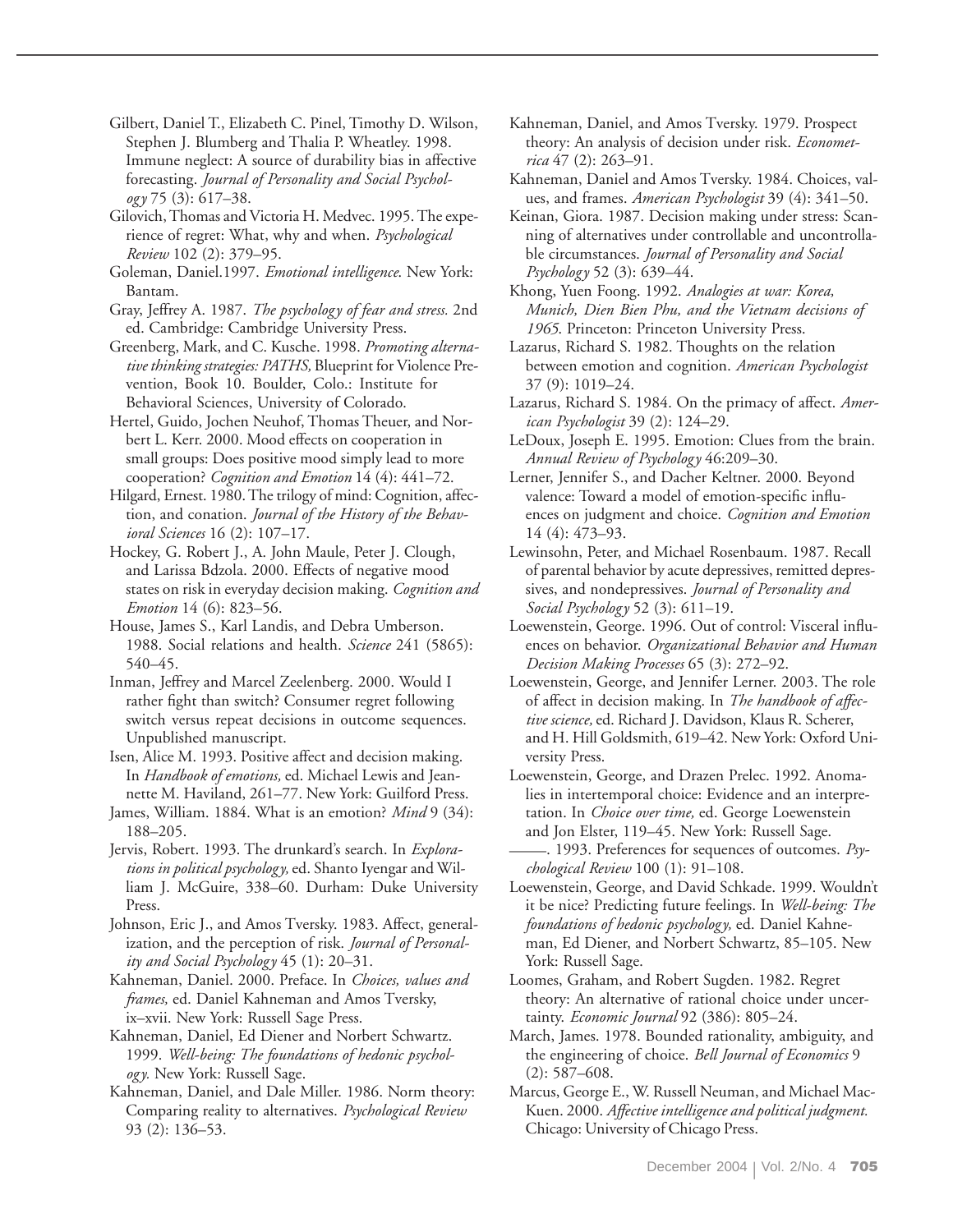Gilbert, Daniel T., Elizabeth C. Pinel, Timothy D. Wilson, Stephen J. Blumberg and Thalia P. Wheatley. 1998. Immune neglect: A source of durability bias in affective forecasting. *Journal of Personality and Social Psychology* 75 (3): 617–38.

Gilovich, Thomas and Victoria H. Medvec. 1995. The experience of regret: What, why and when. *Psychological Review* 102 (2): 379–95.

Goleman, Daniel.1997. *Emotional intelligence.* New York: Bantam.

Gray, Jeffrey A. 1987. *The psychology of fear and stress.* 2nd ed. Cambridge: Cambridge University Press.

Greenberg, Mark, and C. Kusche. 1998. *Promoting alternative thinking strategies: PATHS,* Blueprint for Violence Prevention, Book 10. Boulder, Colo.: Institute for Behavioral Sciences, University of Colorado.

Hertel, Guido, Jochen Neuhof, Thomas Theuer, and Norbert L. Kerr. 2000. Mood effects on cooperation in small groups: Does positive mood simply lead to more cooperation? *Cognition and Emotion* 14 (4): 441–72.

Hilgard, Ernest. 1980. The trilogy of mind: Cognition, affection, and conation. *Journal of the History of the Behavioral Sciences* 16 (2): 107–17.

Hockey, G. Robert J., A. John Maule, Peter J. Clough, and Larissa Bdzola. 2000. Effects of negative mood states on risk in everyday decision making. *Cognition and Emotion* 14 (6): 823–56.

House, James S., Karl Landis, and Debra Umberson. 1988. Social relations and health. *Science* 241 (5865): 540–45.

Inman, Jeffrey and Marcel Zeelenberg. 2000. Would I rather fight than switch? Consumer regret following switch versus repeat decisions in outcome sequences. Unpublished manuscript.

Isen, Alice M. 1993. Positive affect and decision making. In *Handbook of emotions,* ed. Michael Lewis and Jeannette M. Haviland, 261–77. New York: Guilford Press.

James, William. 1884. What is an emotion? *Mind* 9 (34): 188–205.

Jervis, Robert. 1993. The drunkard's search. In *Explorations in political psychology,* ed. Shanto Iyengar and William J. McGuire, 338–60. Durham: Duke University Press.

Johnson, Eric J., and Amos Tversky. 1983. Affect, generalization, and the perception of risk. *Journal of Personality and Social Psychology* 45 (1): 20–31.

Kahneman, Daniel. 2000. Preface. In *Choices, values and frames,* ed. Daniel Kahneman and Amos Tversky, ix–xvii. New York: Russell Sage Press.

Kahneman, Daniel, Ed Diener and Norbert Schwartz. 1999. *Well-being: The foundations of hedonic psychology.* New York: Russell Sage.

Kahneman, Daniel, and Dale Miller. 1986. Norm theory: Comparing reality to alternatives. *Psychological Review* 93 (2): 136–53.

Kahneman, Daniel, and Amos Tversky. 1979. Prospect theory: An analysis of decision under risk. *Econometrica* 47 (2): 263–91.

Kahneman, Daniel and Amos Tversky. 1984. Choices, values, and frames. *American Psychologist* 39 (4): 341–50.

Keinan, Giora. 1987. Decision making under stress: Scanning of alternatives under controllable and uncontrollable circumstances. *Journal of Personality and Social Psychology* 52 (3): 639–44.

Khong, Yuen Foong. 1992. *Analogies at war: Korea, Munich, Dien Bien Phu, and the Vietnam decisions of 1965.* Princeton: Princeton University Press.

Lazarus, Richard S. 1982. Thoughts on the relation between emotion and cognition. *American Psychologist* 37 (9): 1019–24.

Lazarus, Richard S. 1984. On the primacy of affect. *American Psychologist* 39 (2): 124–29.

LeDoux, Joseph E. 1995. Emotion: Clues from the brain. *Annual Review of Psychology* 46:209–30.

Lerner, Jennifer S., and Dacher Keltner. 2000. Beyond valence: Toward a model of emotion-specific influences on judgment and choice. *Cognition and Emotion* 14 (4): 473–93.

Lewinsohn, Peter, and Michael Rosenbaum. 1987. Recall of parental behavior by acute depressives, remitted depressives, and nondepressives. *Journal of Personality and Social Psychology* 52 (3): 611–19.

Loewenstein, George. 1996. Out of control: Visceral influences on behavior. *Organizational Behavior and Human Decision Making Processes* 65 (3): 272–92.

Loewenstein, George, and Jennifer Lerner. 2003. The role of affect in decision making. In *The handbook of affective science,* ed. Richard J. Davidson, Klaus R. Scherer, and H. Hill Goldsmith, 619–42. New York: Oxford University Press.

Loewenstein, George, and Drazen Prelec. 1992. Anomalies in intertemporal choice: Evidence and an interpretation. In *Choice over time,* ed. George Loewenstein and Jon Elster, 119–45. New York: Russell Sage.

———. 1993. Preferences for sequences of outcomes. *Psychological Review* 100 (1): 91–108.

Loewenstein, George, and David Schkade. 1999. Wouldn't it be nice? Predicting future feelings. In *Well-being: The foundations of hedonic psychology,* ed. Daniel Kahneman, Ed Diener, and Norbert Schwartz, 85–105. New York: Russell Sage.

Loomes, Graham, and Robert Sugden. 1982. Regret theory: An alternative of rational choice under uncertainty. *Economic Journal* 92 (386): 805–24.

March, James. 1978. Bounded rationality, ambiguity, and the engineering of choice. *Bell Journal of Economics* 9 (2): 587–608.

Marcus, George E., W. Russell Neuman, and Michael MacKuen. 2000. *Affective intelligence and political judgment.* Chicago: University of Chicago Press.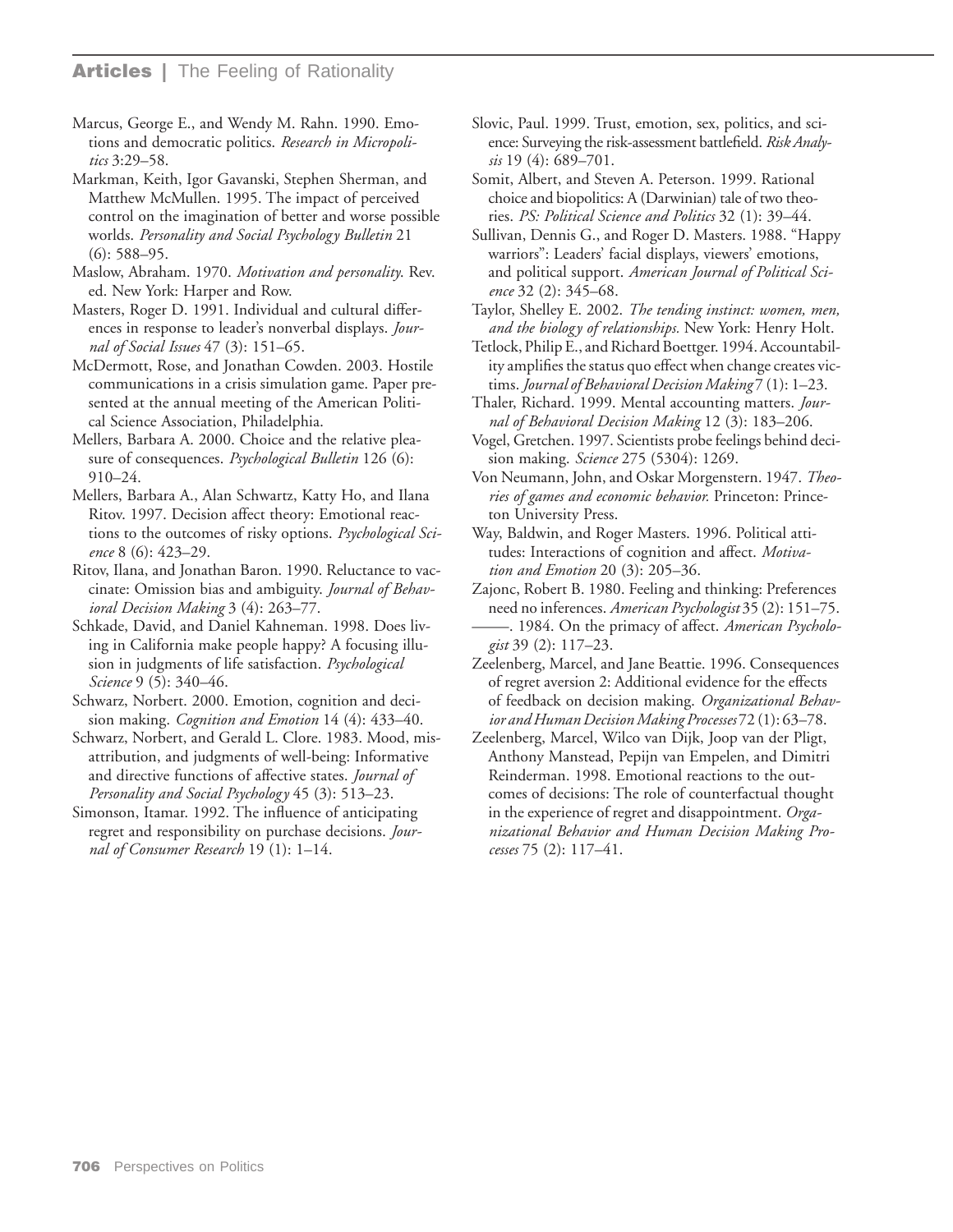Marcus, George E., and Wendy M. Rahn. 1990. Emotions and democratic politics. *Research in Micropolitics* 3:29–58.

Markman, Keith, Igor Gavanski, Stephen Sherman, and Matthew McMullen. 1995. The impact of perceived control on the imagination of better and worse possible worlds. *Personality and Social Psychology Bulletin* 21 (6): 588–95.

Maslow, Abraham. 1970. *Motivation and personality.* Rev. ed. New York: Harper and Row.

Masters, Roger D. 1991. Individual and cultural differences in response to leader's nonverbal displays. *Journal of Social Issues* 47 (3): 151–65.

McDermott, Rose, and Jonathan Cowden. 2003. Hostile communications in a crisis simulation game. Paper presented at the annual meeting of the American Political Science Association, Philadelphia.

Mellers, Barbara A. 2000. Choice and the relative pleasure of consequences. *Psychological Bulletin* 126 (6): 910–24.

Mellers, Barbara A., Alan Schwartz, Katty Ho, and Ilana Ritov. 1997. Decision affect theory: Emotional reactions to the outcomes of risky options. *Psychological Science* 8 (6): 423–29.

Ritov, Ilana, and Jonathan Baron. 1990. Reluctance to vaccinate: Omission bias and ambiguity. *Journal of Behavioral Decision Making* 3 (4): 263–77.

Schkade, David, and Daniel Kahneman. 1998. Does living in California make people happy? A focusing illusion in judgments of life satisfaction. *Psychological Science* 9 (5): 340–46.

Schwarz, Norbert. 2000. Emotion, cognition and decision making. *Cognition and Emotion* 14 (4): 433–40.

Schwarz, Norbert, and Gerald L. Clore. 1983. Mood, misattribution, and judgments of well-being: Informative and directive functions of affective states. *Journal of Personality and Social Psychology* 45 (3): 513–23.

Simonson, Itamar. 1992. The influence of anticipating regret and responsibility on purchase decisions. *Journal of Consumer Research* 19 (1): 1–14.

Slovic, Paul. 1999. Trust, emotion, sex, politics, and science: Surveying the risk-assessment battlefield. *Risk Analysis* 19 (4): 689–701.

Somit, Albert, and Steven A. Peterson. 1999. Rational choice and biopolitics: A (Darwinian) tale of two theories. *PS: Political Science and Politics* 32 (1): 39–44.

Sullivan, Dennis G., and Roger D. Masters. 1988. "Happy warriors": Leaders' facial displays, viewers' emotions, and political support. *American Journal of Political Science* 32 (2): 345–68.

Taylor, Shelley E. 2002. *The tending instinct: women, men, and the biology of relationships.* New York: Henry Holt.

Tetlock, Philip E., and Richard Boettger. 1994. Accountability amplifies the status quo effect when change creates victims. *Journal of Behavioral Decision Making* 7 (1): 1–23.

Thaler, Richard. 1999. Mental accounting matters. *Journal of Behavioral Decision Making* 12 (3): 183–206.

Vogel, Gretchen. 1997. Scientists probe feelings behind decision making. *Science* 275 (5304): 1269.

Von Neumann, John, and Oskar Morgenstern. 1947. *Theories of games and economic behavior.* Princeton: Princeton University Press.

Way, Baldwin, and Roger Masters. 1996. Political attitudes: Interactions of cognition and affect. *Motivation and Emotion* 20 (3): 205–36.

Zajonc, Robert B. 1980. Feeling and thinking: Preferences need no inferences. *American Psychologist* 35 (2): 151–75.

———. 1984. On the primacy of affect. *American Psychologist* 39 (2): 117–23.

Zeelenberg, Marcel, and Jane Beattie. 1996. Consequences of regret aversion 2: Additional evidence for the effects of feedback on decision making. *Organizational Behavior and Human Decision Making Processes* 72 (1): 63–78.

Zeelenberg, Marcel, Wilco van Dijk, Joop van der Pligt, Anthony Manstead, Pepijn van Empelen, and Dimitri Reinderman. 1998. Emotional reactions to the outcomes of decisions: The role of counterfactual thought in the experience of regret and disappointment. *Organizational Behavior and Human Decision Making Processes* 75 (2): 117–41.